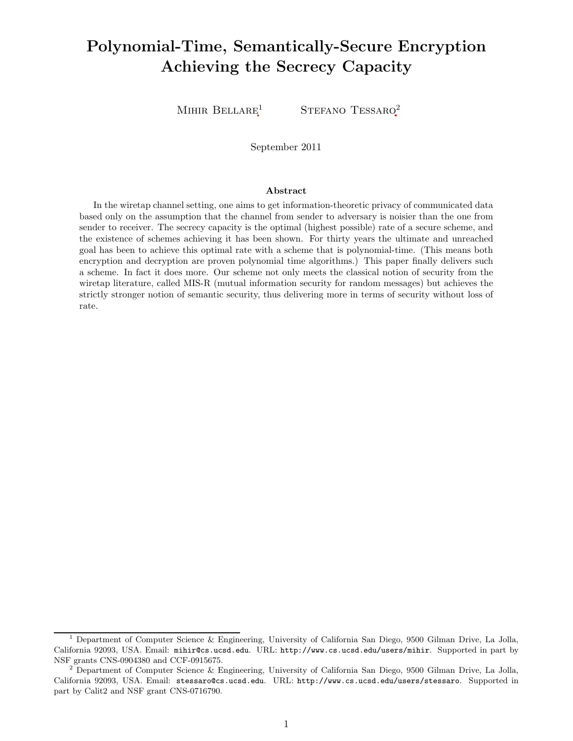# Polynomial-Time, Semantically-Secure Encryption Achieving the Secrecy Capacity

Mihir Bellare[1] Stefano Tessaro[2]

September 2011

## Abstract

In the wiretap channel setting, one aims to get information-theoretic privacy of communicated data based only on the assumption that the channel from sender to adversary is noisier than the one from sender to receiver. The secrecy capacity is the optimal (highest possible) rate of a secure scheme, and the existence of schemes achieving it has been shown. For thirty years the ultimate and unreached goal has been to achieve this optimal rate with a scheme that is polynomial-time. (This means both encryption and decryption are proven polynomial time algorithms.) This paper finally delivers such a scheme. In fact it does more. Our scheme not only meets the classical notion of security from the wiretap literature, called MIS-R (mutual information security for random messages) but achieves the strictly stronger notion of semantic security, thus delivering more in terms of security without loss of rate.

---

[1] Department of Computer Science & Engineering, University of California San Diego, 9500 Gilman Drive, La Jolla, California 92093, USA. Email: mihir@cs.ucsd.edu. URL: http://www.cs.ucsd.edu/users/mihir. Supported in part by NSF grants CNS-0904380 and CCF-0915675.

[2] Department of Computer Science & Engineering, University of California San Diego, 9500 Gilman Drive, La Jolla, California 92093, USA. Email: stessaro@cs.ucsd.edu. URL: http://www.cs.ucsd.edu/users/stessaro. Supported in part by Calit2 and NSF grant CNS-0716790.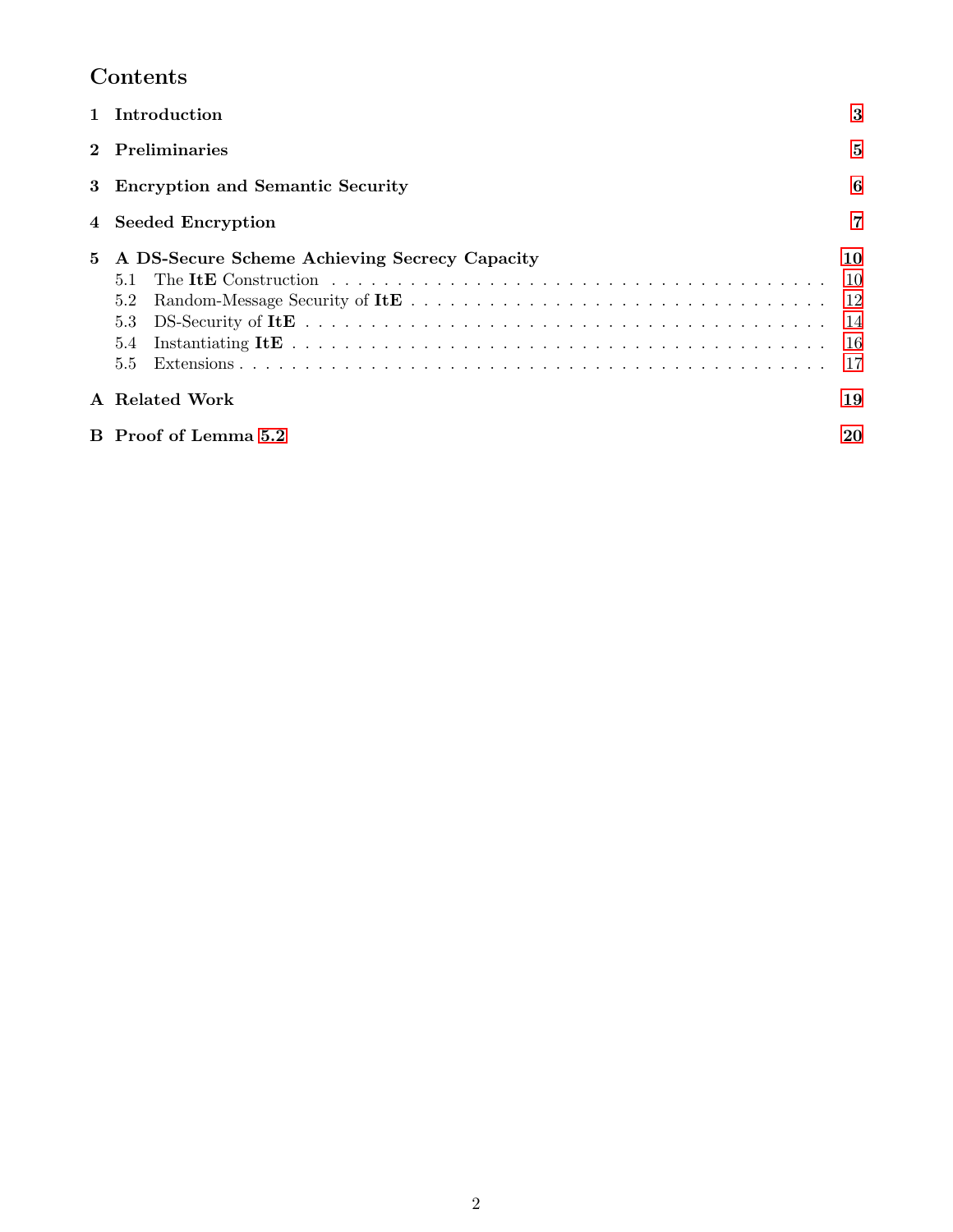# Contents

1 **Introduction** 3

2 **Preliminaries** 5

3 **Encryption and Semantic Security** 6

4 **Seeded Encryption** 7

5 **A DS-Secure Scheme Achieving Secrecy Capacity** 10
- 5.1 The **ItE** Construction 10
- 5.2 Random-Message Security of **ItE** 12
- 5.3 DS-Security of **ItE** 14
- 5.4 Instantiating **ItE** 16
- 5.5 Extensions 17

A **Related Work** 19

B **Proof of Lemma 5.2** 20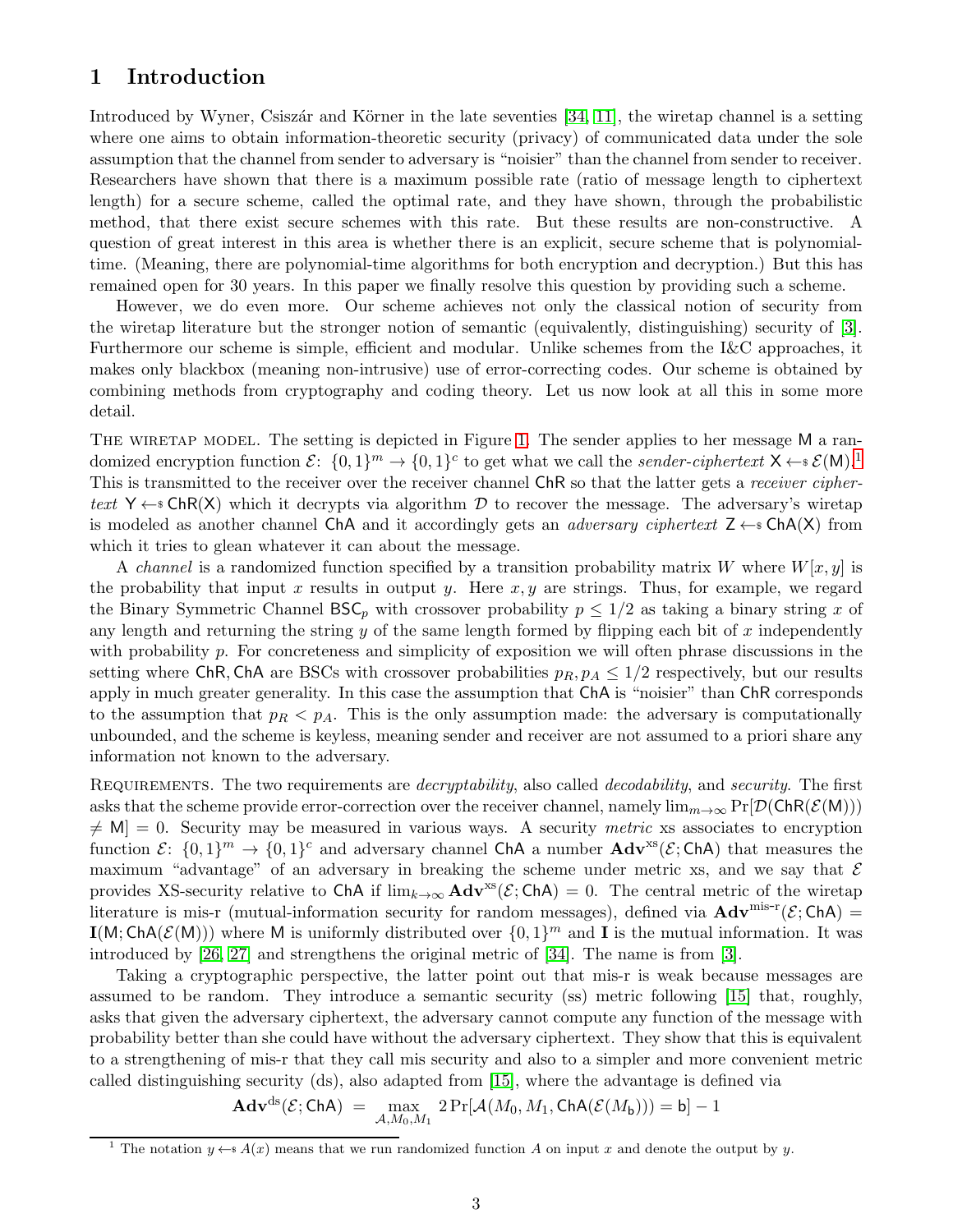## 1 Introduction

Introduced by Wyner, Csiszár and Körner in the late seventies [34, 11], the wiretap channel is a setting where one aims to obtain information-theoretic security (privacy) of communicated data under the sole assumption that the channel from sender to adversary is "noisier" than the channel from sender to receiver. Researchers have shown that there is a maximum possible rate (ratio of message length to ciphertext length) for a secure scheme, called the optimal rate, and they have shown, through the probabilistic method, that there exist secure schemes with this rate. But these results are non-constructive. A question of great interest in this area is whether there is an explicit, secure scheme that is polynomial-time. (Meaning, there are polynomial-time algorithms for both encryption and decryption.) But this has remained open for 30 years. In this paper we finally resolve this question by providing such a scheme.

However, we do even more. Our scheme achieves not only the classical notion of security from the wiretap literature but the stronger notion of semantic (equivalently, distinguishing) security of [3]. Furthermore our scheme is simple, efficient and modular. Unlike schemes from the I&C approaches, it makes only blackbox (meaning non-intrusive) use of error-correcting codes. Our scheme is obtained by combining methods from cryptography and coding theory. Let us now look at all this in some more detail.

The wiretap model. The setting is depicted in Figure 1. The sender applies to her message $\mathsf{M}$ a randomized encryption function $\mathcal{E}\colon \{0,1\}^m \to \{0,1\}^c$ to get what we call the *sender-ciphertext* $\mathsf{X} \leftarrow\$\ \mathcal{E}(\mathsf{M})$.[1] This is transmitted to the receiver over the receiver channel $\mathsf{ChR}$ so that the latter gets a *receiver ciphertext* $\mathsf{Y} \leftarrow\$\ \mathsf{ChR}(\mathsf{X})$ which it decrypts via algorithm $\mathcal{D}$ to recover the message. The adversary's wiretap is modeled as another channel $\mathsf{ChA}$ and it accordingly gets an *adversary ciphertext* $\mathsf{Z} \leftarrow\$\ \mathsf{ChA}(\mathsf{X})$ from which it tries to glean whatever it can about the message.

A *channel* is a randomized function specified by a transition probability matrix $W$ where $W[x, y]$ is the probability that input $x$ results in output $y$. Here $x, y$ are strings. Thus, for example, we regard the Binary Symmetric Channel $\mathsf{BSC}_p$ with crossover probability $p \leq 1/2$ as taking a binary string $x$ of any length and returning the string $y$ of the same length formed by flipping each bit of $x$ independently with probability $p$. For concreteness and simplicity of exposition we will often phrase discussions in the setting where $\mathsf{ChR}, \mathsf{ChA}$ are BSCs with crossover probabilities $p_R, p_A \leq 1/2$ respectively, but our results apply in much greater generality. In this case the assumption that $\mathsf{ChA}$ is "noisier" than $\mathsf{ChR}$ corresponds to the assumption that $p_R < p_A$. This is the only assumption made: the adversary is computationally unbounded, and the scheme is keyless, meaning sender and receiver are not assumed to a priori share any information not known to the adversary.

Requirements. The two requirements are *decryptability*, also called *decodability*, and *security*. The first asks that the scheme provide error-correction over the receiver channel, namely $\lim_{m\to\infty} \Pr[\mathcal{D}(\mathsf{ChR}(\mathcal{E}(\mathsf{M}))) \neq \mathsf{M}] = 0$. Security may be measured in various ways. A security *metric* xs associates to encryption function $\mathcal{E}\colon \{0,1\}^m \to \{0,1\}^c$ and adversary channel $\mathsf{ChA}$ a number $\mathbf{Adv}^{\mathrm{xs}}(\mathcal{E}; \mathsf{ChA})$ that measures the maximum "advantage" of an adversary in breaking the scheme under metric xs, and we say that $\mathcal{E}$ provides XS-security relative to $\mathsf{ChA}$ if $\lim_{k\to\infty} \mathbf{Adv}^{\mathrm{xs}}(\mathcal{E}; \mathsf{ChA}) = 0$. The central metric of the wiretap literature is mis-r (mutual-information security for random messages), defined via $\mathbf{Adv}^{\text{mis-r}}(\mathcal{E}; \mathsf{ChA}) = \mathbf{I}(\mathsf{M}; \mathsf{ChA}(\mathcal{E}(\mathsf{M})))$ where $\mathsf{M}$ is uniformly distributed over $\{0,1\}^m$ and $\mathbf{I}$ is the mutual information. It was introduced by [26, 27] and strengthens the original metric of [34]. The name is from [3].

Taking a cryptographic perspective, the latter point out that mis-r is weak because messages are assumed to be random. They introduce a semantic security (ss) metric following [15] that, roughly, asks that given the adversary ciphertext, the adversary cannot compute any function of the message with probability better than she could have without the adversary ciphertext. They show that this is equivalent to a strengthening of mis-r that they call mis security and also to a simpler and more convenient metric called distinguishing security (ds), also adapted from [15], where the advantage is defined via

$$\mathbf{Adv}^{\mathrm{ds}}(\mathcal{E}; \mathsf{ChA}) \;=\; \max_{\mathcal{A}, M_0, M_1} \, 2\Pr[\mathcal{A}(M_0, M_1, \mathsf{ChA}(\mathcal{E}(M_{\mathsf{b}}))) = \mathsf{b}] - 1$$

[1] The notation $y \leftarrow\$\ A(x)$ means that we run randomized function $A$ on input $x$ and denote the output by $y$.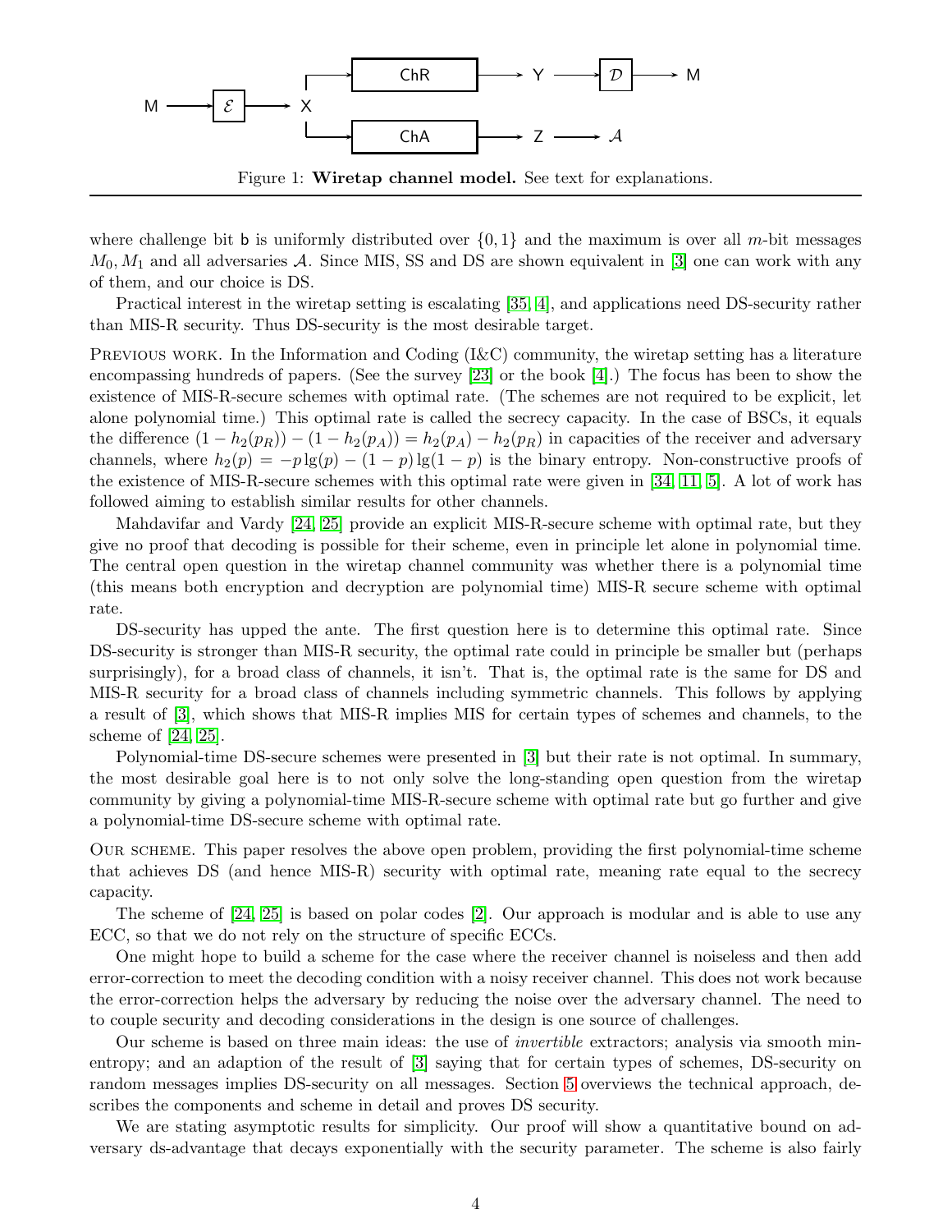Figure 1: **Wiretap channel model.** See text for explanations.

where challenge bit b is uniformly distributed over $\{0,1\}$ and the maximum is over all $m$-bit messages $M_0, M_1$ and all adversaries $\mathcal{A}$. Since MIS, SS and DS are shown equivalent in [3] one can work with any of them, and our choice is DS.

Practical interest in the wiretap setting is escalating [35, 4], and applications need DS-security rather than MIS-R security. Thus DS-security is the most desirable target.

Previous work. In the Information and Coding (I&C) community, the wiretap setting has a literature encompassing hundreds of papers. (See the survey [23] or the book [4].) The focus has been to show the existence of MIS-R-secure schemes with optimal rate. (The schemes are not required to be explicit, let alone polynomial time.) This optimal rate is called the secrecy capacity. In the case of BSCs, it equals the difference $(1 - h_2(p_R)) - (1 - h_2(p_A)) = h_2(p_A) - h_2(p_R)$ in capacities of the receiver and adversary channels, where $h_2(p) = -p \lg(p) - (1-p)\lg(1-p)$ is the binary entropy. Non-constructive proofs of the existence of MIS-R-secure schemes with this optimal rate were given in [34, 11, 5]. A lot of work has followed aiming to establish similar results for other channels.

Mahdavifar and Vardy [24, 25] provide an explicit MIS-R-secure scheme with optimal rate, but they give no proof that decoding is possible for their scheme, even in principle let alone in polynomial time. The central open question in the wiretap channel community was whether there is a polynomial time (this means both encryption and decryption are polynomial time) MIS-R secure scheme with optimal rate.

DS-security has upped the ante. The first question here is to determine this optimal rate. Since DS-security is stronger than MIS-R security, the optimal rate could in principle be smaller but (perhaps surprisingly), for a broad class of channels, it isn't. That is, the optimal rate is the same for DS and MIS-R security for a broad class of channels including symmetric channels. This follows by applying a result of [3], which shows that MIS-R implies MIS for certain types of schemes and channels, to the scheme of [24, 25].

Polynomial-time DS-secure schemes were presented in [3] but their rate is not optimal. In summary, the most desirable goal here is to not only solve the long-standing open question from the wiretap community by giving a polynomial-time MIS-R-secure scheme with optimal rate but go further and give a polynomial-time DS-secure scheme with optimal rate.

Our scheme. This paper resolves the above open problem, providing the first polynomial-time scheme that achieves DS (and hence MIS-R) security with optimal rate, meaning rate equal to the secrecy capacity.

The scheme of [24, 25] is based on polar codes [2]. Our approach is modular and is able to use any ECC, so that we do not rely on the structure of specific ECCs.

One might hope to build a scheme for the case where the receiver channel is noiseless and then add error-correction to meet the decoding condition with a noisy receiver channel. This does not work because the error-correction helps the adversary by reducing the noise over the adversary channel. The need to to couple security and decoding considerations in the design is one source of challenges.

Our scheme is based on three main ideas: the use of *invertible* extractors; analysis via smooth min-entropy; and an adaption of the result of [3] saying that for certain types of schemes, DS-security on random messages implies DS-security on all messages. Section 5 overviews the technical approach, describes the components and scheme in detail and proves DS security.

We are stating asymptotic results for simplicity. Our proof will show a quantitative bound on adversary ds-advantage that decays exponentially with the security parameter. The scheme is also fairly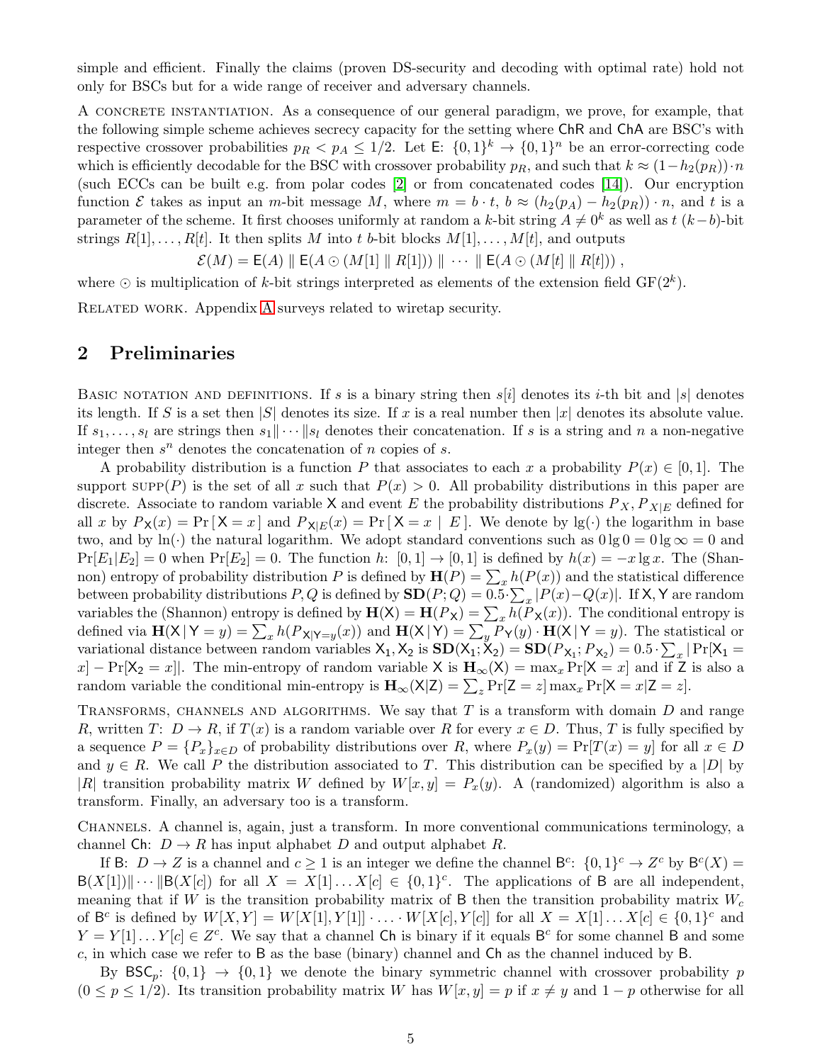simple and efficient. Finally the claims (proven DS-security and decoding with optimal rate) hold not only for BSCs but for a wide range of receiver and adversary channels.

A CONCRETE INSTANTIATION. As a consequence of our general paradigm, we prove, for example, that the following simple scheme achieves secrecy capacity for the setting where ChR and ChA are BSC's with respective crossover probabilities $p_R < p_A \leq 1/2$. Let $\mathsf{E}\colon \{0,1\}^k \to \{0,1\}^n$ be an error-correcting code which is efficiently decodable for the BSC with crossover probability $p_R$, and such that $k \approx (1-h_2(p_R)) \cdot n$ (such ECCs can be built e.g. from polar codes [2] or from concatenated codes [14]). Our encryption function $\mathcal{E}$ takes as input an $m$-bit message $M$, where $m = b \cdot t$, $b \approx (h_2(p_A) - h_2(p_R)) \cdot n$, and $t$ is a parameter of the scheme. It first chooses uniformly at random a $k$-bit string $A \neq 0^k$ as well as $t$ $(k-b)$-bit strings $R[1], \ldots, R[t]$. It then splits $M$ into $t$ $b$-bit blocks $M[1], \ldots, M[t]$, and outputs

$$\mathcal{E}(M) = \mathsf{E}(A) \parallel \mathsf{E}(A \odot (M[1] \parallel R[1])) \parallel \cdots \parallel \mathsf{E}(A \odot (M[t] \parallel R[t])) \ ,$$

where $\odot$ is multiplication of $k$-bit strings interpreted as elements of the extension field $\mathrm{GF}(2^k)$.

RELATED WORK. Appendix A surveys related to wiretap security.

## 2 Preliminaries

BASIC NOTATION AND DEFINITIONS. If $s$ is a binary string then $s[i]$ denotes its $i$-th bit and $|s|$ denotes its length. If $S$ is a set then $|S|$ denotes its size. If $x$ is a real number then $|x|$ denotes its absolute value. If $s_1, \ldots, s_l$ are strings then $s_1 \| \cdots \| s_l$ denotes their concatenation. If $s$ is a string and $n$ a non-negative integer then $s^n$ denotes the concatenation of $n$ copies of $s$.

A probability distribution is a function $P$ that associates to each $x$ a probability $P(x) \in [0,1]$. The support $\mathrm{SUPP}(P)$ is the set of all $x$ such that $P(x) > 0$. All probability distributions in this paper are discrete. Associate to random variable $\mathsf{X}$ and event $E$ the probability distributions $P_X, P_{X|E}$ defined for all $x$ by $P_{\mathsf{X}}(x) = \Pr[\,\mathsf{X} = x\,]$ and $P_{\mathsf{X}|E}(x) = \Pr[\,\mathsf{X} = x \mid E\,]$. We denote by $\lg(\cdot)$ the logarithm in base two, and by $\ln(\cdot)$ the natural logarithm. We adopt standard conventions such as $0 \lg 0 = 0 \lg \infty = 0$ and $\Pr[E_1|E_2] = 0$ when $\Pr[E_2] = 0$. The function $h\colon [0,1] \to [0,1]$ is defined by $h(x) = -x \lg x$. The (Shannon) entropy of probability distribution $P$ is defined by $\mathbf{H}(P) = \sum_x h(P(x))$ and the statistical difference between probability distributions $P, Q$ is defined by $\mathbf{SD}(P;Q) = 0.5 \cdot \sum_x |P(x) - Q(x)|$. If $\mathsf{X}, \mathsf{Y}$ are random variables the (Shannon) entropy is defined by $\mathbf{H}(\mathsf{X}) = \mathbf{H}(P_{\mathsf{X}}) = \sum_x h(P_{\mathsf{X}}(x))$. The conditional entropy is defined via $\mathbf{H}(\mathsf{X} \mid \mathsf{Y} = y) = \sum_x h(P_{\mathsf{X}|\mathsf{Y}=y}(x))$ and $\mathbf{H}(\mathsf{X} \mid \mathsf{Y}) = \sum_y P_{\mathsf{Y}}(y) \cdot \mathbf{H}(\mathsf{X} \mid \mathsf{Y} = y)$. The statistical or variational distance between random variables $\mathsf{X}_1, \mathsf{X}_2$ is $\mathbf{SD}(\mathsf{X}_1; \mathsf{X}_2) = \mathbf{SD}(P_{\mathsf{X}_1}; P_{\mathsf{X}_2}) = 0.5 \cdot \sum_x |\Pr[\mathsf{X}_1 = x] - \Pr[\mathsf{X}_2 = x]|$. The min-entropy of random variable $\mathsf{X}$ is $\mathbf{H}_\infty(\mathsf{X}) = \max_x \Pr[\mathsf{X} = x]$ and if $\mathsf{Z}$ is also a random variable the conditional min-entropy is $\mathbf{H}_\infty(\mathsf{X}|\mathsf{Z}) = \sum_z \Pr[\mathsf{Z} = z] \max_x \Pr[\mathsf{X} = x | \mathsf{Z} = z]$.

TRANSFORMS, CHANNELS AND ALGORITHMS. We say that $T$ is a transform with domain $D$ and range $R$, written $T\colon D \to R$, if $T(x)$ is a random variable over $R$ for every $x \in D$. Thus, $T$ is fully specified by a sequence $P = \{P_x\}_{x \in D}$ of probability distributions over $R$, where $P_x(y) = \Pr[T(x) = y]$ for all $x \in D$ and $y \in R$. We call $P$ the distribution associated to $T$. This distribution can be specified by a $|D|$ by $|R|$ transition probability matrix $W$ defined by $W[x,y] = P_x(y)$. A (randomized) algorithm is also a transform. Finally, an adversary too is a transform.

CHANNELS. A channel is, again, just a transform. In more conventional communications terminology, a channel $\mathsf{Ch}\colon D \to R$ has input alphabet $D$ and output alphabet $R$.

If $\mathsf{B}\colon D \to Z$ is a channel and $c \geq 1$ is an integer we define the channel $\mathsf{B}^c\colon \{0,1\}^c \to Z^c$ by $\mathsf{B}^c(X) = \mathsf{B}(X[1]) \| \cdots \| \mathsf{B}(X[c])$ for all $X = X[1] \ldots X[c] \in \{0,1\}^c$. The applications of $\mathsf{B}$ are all independent, meaning that if $W$ is the transition probability matrix of $\mathsf{B}$ then the transition probability matrix $W_c$ of $\mathsf{B}^c$ is defined by $W[X,Y] = W[X[1],Y[1]] \cdot \ldots \cdot W[X[c],Y[c]]$ for all $X = X[1] \ldots X[c] \in \{0,1\}^c$ and $Y = Y[1] \ldots Y[c] \in Z^c$. We say that a channel $\mathsf{Ch}$ is binary if it equals $\mathsf{B}^c$ for some channel $\mathsf{B}$ and some $c$, in which case we refer to $\mathsf{B}$ as the base (binary) channel and $\mathsf{Ch}$ as the channel induced by $\mathsf{B}$.

By $\mathsf{BSC}_p\colon \{0,1\} \to \{0,1\}$ we denote the binary symmetric channel with crossover probability $p$ $(0 \leq p \leq 1/2)$. Its transition probability matrix $W$ has $W[x,y] = p$ if $x \neq y$ and $1-p$ otherwise for all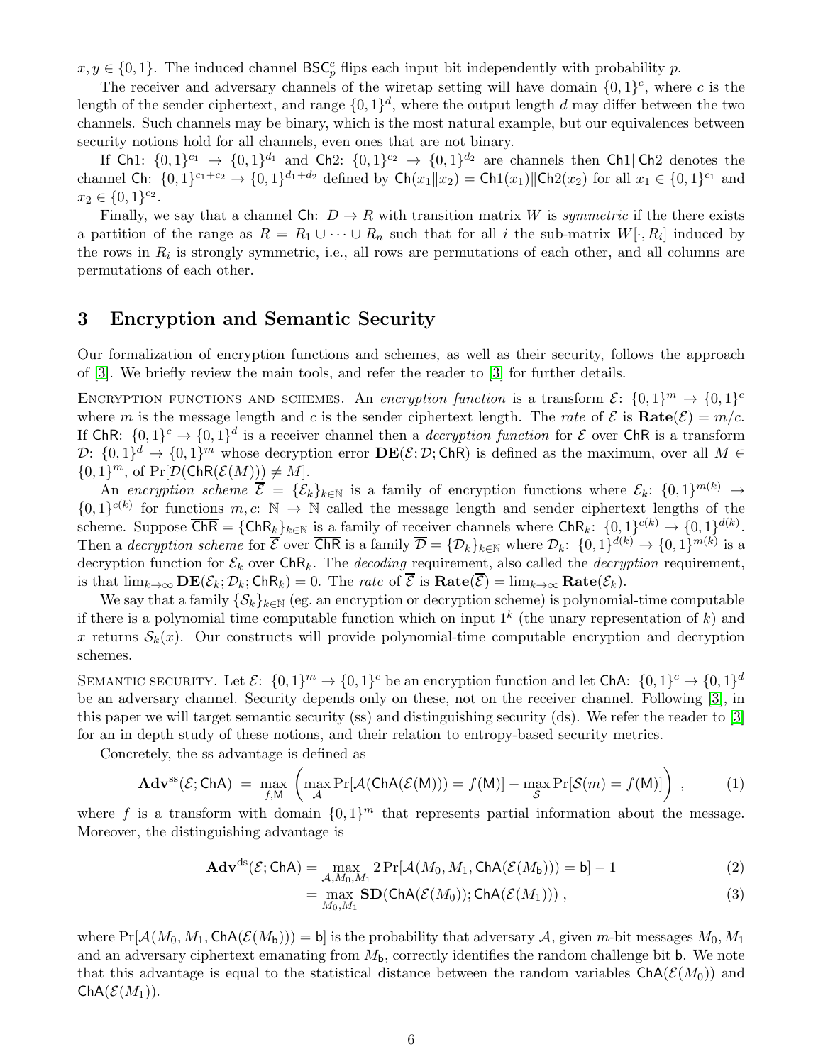$x, y \in \{0,1\}$. The induced channel $\mathsf{BSC}_p^c$ flips each input bit independently with probability $p$.

The receiver and adversary channels of the wiretap setting will have domain $\{0,1\}^c$, where $c$ is the length of the sender ciphertext, and range $\{0,1\}^d$, where the output length $d$ may differ between the two channels. Such channels may be binary, which is the most natural example, but our equivalences between security notions hold for all channels, even ones that are not binary.

If $\mathsf{Ch1}\colon \{0,1\}^{c_1} \to \{0,1\}^{d_1}$ and $\mathsf{Ch2}\colon \{0,1\}^{c_2} \to \{0,1\}^{d_2}$ are channels then $\mathsf{Ch1}\|\mathsf{Ch2}$ denotes the channel $\mathsf{Ch}\colon \{0,1\}^{c_1+c_2} \to \{0,1\}^{d_1+d_2}$ defined by $\mathsf{Ch}(x_1\|x_2) = \mathsf{Ch1}(x_1)\|\mathsf{Ch2}(x_2)$ for all $x_1 \in \{0,1\}^{c_1}$ and $x_2 \in \{0,1\}^{c_2}$.

Finally, we say that a channel $\mathsf{Ch}\colon D \to R$ with transition matrix $W$ is *symmetric* if the there exists a partition of the range as $R = R_1 \cup \cdots \cup R_n$ such that for all $i$ the sub-matrix $W[\cdot, R_i]$ induced by the rows in $R_i$ is strongly symmetric, i.e., all rows are permutations of each other, and all columns are permutations of each other.

## 3 Encryption and Semantic Security

Our formalization of encryption functions and schemes, as well as their security, follows the approach of [3]. We briefly review the main tools, and refer the reader to [3] for further details.

ENCRYPTION FUNCTIONS AND SCHEMES. An *encryption function* is a transform $\mathcal{E}\colon \{0,1\}^m \to \{0,1\}^c$ where $m$ is the message length and $c$ is the sender ciphertext length. The *rate* of $\mathcal{E}$ is $\mathbf{Rate}(\mathcal{E}) = m/c$. If $\mathsf{ChR}\colon \{0,1\}^c \to \{0,1\}^d$ is a receiver channel then a *decryption function* for $\mathcal{E}$ over $\mathsf{ChR}$ is a transform $\mathcal{D}\colon \{0,1\}^d \to \{0,1\}^m$ whose decryption error $\mathbf{DE}(\mathcal{E};\mathcal{D};\mathsf{ChR})$ is defined as the maximum, over all $M \in \{0,1\}^m$, of $\Pr[\mathcal{D}(\mathsf{ChR}(\mathcal{E}(M))) \neq M]$.

An *encryption scheme* $\overline{\mathcal{E}} = \{\mathcal{E}_k\}_{k\in\mathbb{N}}$ is a family of encryption functions where $\mathcal{E}_k\colon \{0,1\}^{m(k)} \to \{0,1\}^{c(k)}$ for functions $m, c\colon \mathbb{N} \to \mathbb{N}$ called the message length and sender ciphertext lengths of the scheme. Suppose $\overline{\mathsf{ChR}} = \{\mathsf{ChR}_k\}_{k\in\mathbb{N}}$ is a family of receiver channels where $\mathsf{ChR}_k\colon \{0,1\}^{c(k)} \to \{0,1\}^{d(k)}$. Then a *decryption scheme* for $\overline{\mathcal{E}}$ over $\overline{\mathsf{ChR}}$ is a family $\overline{\mathcal{D}} = \{\mathcal{D}_k\}_{k\in\mathbb{N}}$ where $\mathcal{D}_k\colon \{0,1\}^{d(k)} \to \{0,1\}^{m(k)}$ is a decryption function for $\mathcal{E}_k$ over $\mathsf{ChR}_k$. The *decoding* requirement, also called the *decryption* requirement, is that $\lim_{k\to\infty} \mathbf{DE}(\mathcal{E}_k;\mathcal{D}_k;\mathsf{ChR}_k) = 0$. The *rate* of $\overline{\mathcal{E}}$ is $\mathbf{Rate}(\overline{\mathcal{E}}) = \lim_{k\to\infty} \mathbf{Rate}(\mathcal{E}_k)$.

We say that a family $\{\mathcal{S}_k\}_{k\in\mathbb{N}}$ (eg. an encryption or decryption scheme) is polynomial-time computable if there is a polynomial time computable function which on input $1^k$ (the unary representation of $k$) and $x$ returns $\mathcal{S}_k(x)$. Our constructs will provide polynomial-time computable encryption and decryption schemes.

SEMANTIC SECURITY. Let $\mathcal{E}\colon \{0,1\}^m \to \{0,1\}^c$ be an encryption function and let $\mathsf{ChA}\colon \{0,1\}^c \to \{0,1\}^d$ be an adversary channel. Security depends only on these, not on the receiver channel. Following [3], in this paper we will target semantic security (ss) and distinguishing security (ds). We refer the reader to [3] for an in depth study of these notions, and their relation to entropy-based security metrics.

Concretely, the ss advantage is defined as

$$\mathbf{Adv}^{\mathrm{ss}}(\mathcal{E};\mathsf{ChA}) \;=\; \max_{f,\mathsf{M}} \left( \max_{\mathcal{A}} \Pr[\mathcal{A}(\mathsf{ChA}(\mathcal{E}(\mathsf{M}))) = f(\mathsf{M})] - \max_{\mathcal{S}} \Pr[\mathcal{S}(m) = f(\mathsf{M})] \right) , \tag{1}$$

where $f$ is a transform with domain $\{0,1\}^m$ that represents partial information about the message. Moreover, the distinguishing advantage is

$$\begin{aligned}
\mathbf{Adv}^{\mathrm{ds}}(\mathcal{E};\mathsf{ChA}) &= \max_{\mathcal{A},M_0,M_1} 2\Pr[\mathcal{A}(M_0, M_1, \mathsf{ChA}(\mathcal{E}(M_{\mathsf{b}}))) = \mathsf{b}] - 1 && (2)\\
&= \max_{M_0,M_1} \mathbf{SD}(\mathsf{ChA}(\mathcal{E}(M_0)); \mathsf{ChA}(\mathcal{E}(M_1))) \,, && (3)
\end{aligned}$$

where $\Pr[\mathcal{A}(M_0, M_1, \mathsf{ChA}(\mathcal{E}(M_{\mathsf{b}}))) = \mathsf{b}]$ is the probability that adversary $\mathcal{A}$, given $m$-bit messages $M_0, M_1$ and an adversary ciphertext emanating from $M_{\mathsf{b}}$, correctly identifies the random challenge bit $\mathsf{b}$. We note that this advantage is equal to the statistical distance between the random variables $\mathsf{ChA}(\mathcal{E}(M_0))$ and $\mathsf{ChA}(\mathcal{E}(M_1))$.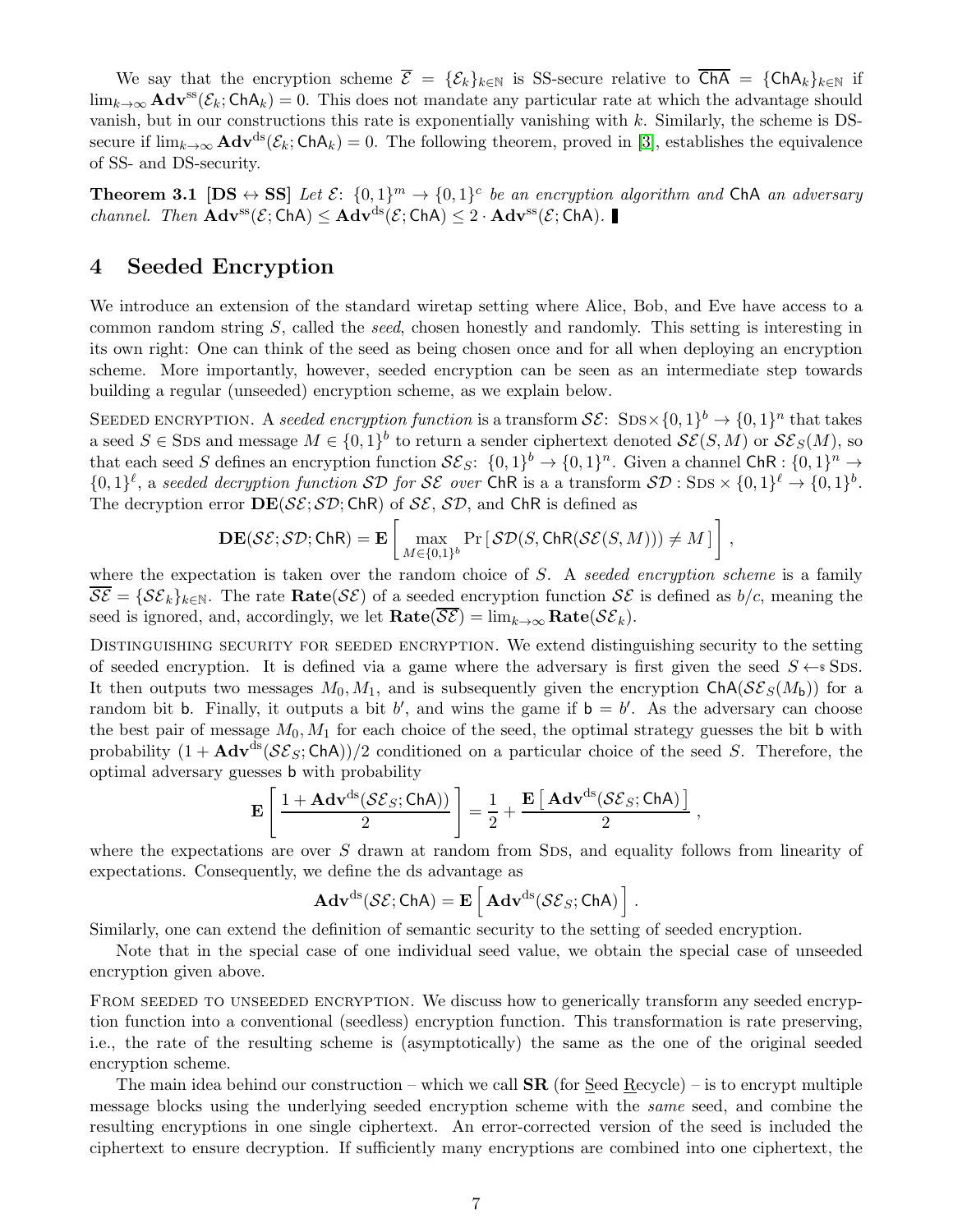We say that the encryption scheme $\overline{\mathcal{E}} = \{\mathcal{E}_k\}_{k\in\mathbb{N}}$ is SS-secure relative to $\overline{\mathsf{ChA}} = \{\mathsf{ChA}_k\}_{k\in\mathbb{N}}$ if $\lim_{k\to\infty} \mathbf{Adv}^{\rm ss}(\mathcal{E}_k; \mathsf{ChA}_k) = 0$. This does not mandate any particular rate at which the advantage should vanish, but in our constructions this rate is exponentially vanishing with $k$. Similarly, the scheme is DS-secure if $\lim_{k\to\infty} \mathbf{Adv}^{\rm ds}(\mathcal{E}_k; \mathsf{ChA}_k) = 0$. The following theorem, proved in [3], establishes the equivalence of SS- and DS-security.

**Theorem 3.1 [DS $\leftrightarrow$ SS]** *Let $\mathcal{E}\colon \{0,1\}^m \to \{0,1\}^c$ be an encryption algorithm and $\mathsf{ChA}$ an adversary channel. Then $\mathbf{Adv}^{\rm ss}(\mathcal{E}; \mathsf{ChA}) \le \mathbf{Adv}^{\rm ds}(\mathcal{E}; \mathsf{ChA}) \le 2 \cdot \mathbf{Adv}^{\rm ss}(\mathcal{E}; \mathsf{ChA})$.* ∎

## 4 Seeded Encryption

We introduce an extension of the standard wiretap setting where Alice, Bob, and Eve have access to a common random string $S$, called the *seed*, chosen honestly and randomly. This setting is interesting in its own right: One can think of the seed as being chosen once and for all when deploying an encryption scheme. More importantly, however, seeded encryption can be seen as an intermediate step towards building a regular (unseeded) encryption scheme, as we explain below.

SEEDED ENCRYPTION. A *seeded encryption function* is a transform $\mathcal{SE}\colon \mathrm{Sds} \times \{0,1\}^b \to \{0,1\}^n$ that takes a seed $S \in \mathrm{Sds}$ and message $M \in \{0,1\}^b$ to return a sender ciphertext denoted $\mathcal{SE}(S, M)$ or $\mathcal{SE}_S(M)$, so that each seed $S$ defines an encryption function $\mathcal{SE}_S\colon \{0,1\}^b \to \{0,1\}^n$. Given a channel $\mathsf{ChR} : \{0,1\}^n \to \{0,1\}^\ell$, a *seeded decryption function $\mathcal{SD}$ for $\mathcal{SE}$ over* $\mathsf{ChR}$ is a a transform $\mathcal{SD} : \mathrm{Sds} \times \{0,1\}^\ell \to \{0,1\}^b$. The decryption error $\mathbf{DE}(\mathcal{SE}; \mathcal{SD}; \mathsf{ChR})$ of $\mathcal{SE}$, $\mathcal{SD}$, and $\mathsf{ChR}$ is defined as

$$\mathbf{DE}(\mathcal{SE}; \mathcal{SD}; \mathsf{ChR}) = \mathbf{E}\left[ \max_{M\in\{0,1\}^b} \Pr\left[\, \mathcal{SD}(S, \mathsf{ChR}(\mathcal{SE}(S, M))) \ne M \,\right] \right],$$

where the expectation is taken over the random choice of $S$. A *seeded encryption scheme* is a family $\overline{\mathcal{SE}} = \{\mathcal{SE}_k\}_{k\in\mathbb{N}}$. The rate $\mathbf{Rate}(\mathcal{SE})$ of a seeded encryption function $\mathcal{SE}$ is defined as $b/c$, meaning the seed is ignored, and, accordingly, we let $\mathbf{Rate}(\overline{\mathcal{SE}}) = \lim_{k\to\infty} \mathbf{Rate}(\mathcal{SE}_k)$.

DISTINGUISHING SECURITY FOR SEEDED ENCRYPTION. We extend distinguishing security to the setting of seeded encryption. It is defined via a game where the adversary is first given the seed $S \leftarrow\!\!\$\; \mathrm{Sds}$. It then outputs two messages $M_0, M_1$, and is subsequently given the encryption $\mathsf{ChA}(\mathcal{SE}_S(M_{\mathsf{b}}))$ for a random bit $\mathsf{b}$. Finally, it outputs a bit $b'$, and wins the game if $\mathsf{b} = b'$. As the adversary can choose the best pair of message $M_0, M_1$ for each choice of the seed, the optimal strategy guesses the bit $\mathsf{b}$ with probability $(1 + \mathbf{Adv}^{\rm ds}(\mathcal{SE}_S; \mathsf{ChA}))/2$ conditioned on a particular choice of the seed $S$. Therefore, the optimal adversary guesses $\mathsf{b}$ with probability

$$\mathbf{E}\left[ \frac{1 + \mathbf{Adv}^{\rm ds}(\mathcal{SE}_S; \mathsf{ChA}))}{2} \right] = \frac{1}{2} + \frac{\mathbf{E}\left[\, \mathbf{Adv}^{\rm ds}(\mathcal{SE}_S; \mathsf{ChA}) \,\right]}{2},$$

where the expectations are over $S$ drawn at random from $\mathrm{Sds}$, and equality follows from linearity of expectations. Consequently, we define the ds advantage as

$$\mathbf{Adv}^{\rm ds}(\mathcal{SE}; \mathsf{ChA}) = \mathbf{E}\left[\, \mathbf{Adv}^{\rm ds}(\mathcal{SE}_S; \mathsf{ChA}) \right].$$

Similarly, one can extend the definition of semantic security to the setting of seeded encryption.

Note that in the special case of one individual seed value, we obtain the special case of unseeded encryption given above.

FROM SEEDED TO UNSEEDED ENCRYPTION. We discuss how to generically transform any seeded encryption function into a conventional (seedless) encryption function. This transformation is rate preserving, i.e., the rate of the resulting scheme is (asymptotically) the same as the one of the original seeded encryption scheme.

The main idea behind our construction – which we call **SR** (for Seed Recycle) – is to encrypt multiple message blocks using the underlying seeded encryption scheme with the *same* seed, and combine the resulting encryptions in one single ciphertext. An error-corrected version of the seed is included the ciphertext to ensure decryption. If sufficiently many encryptions are combined into one ciphertext, the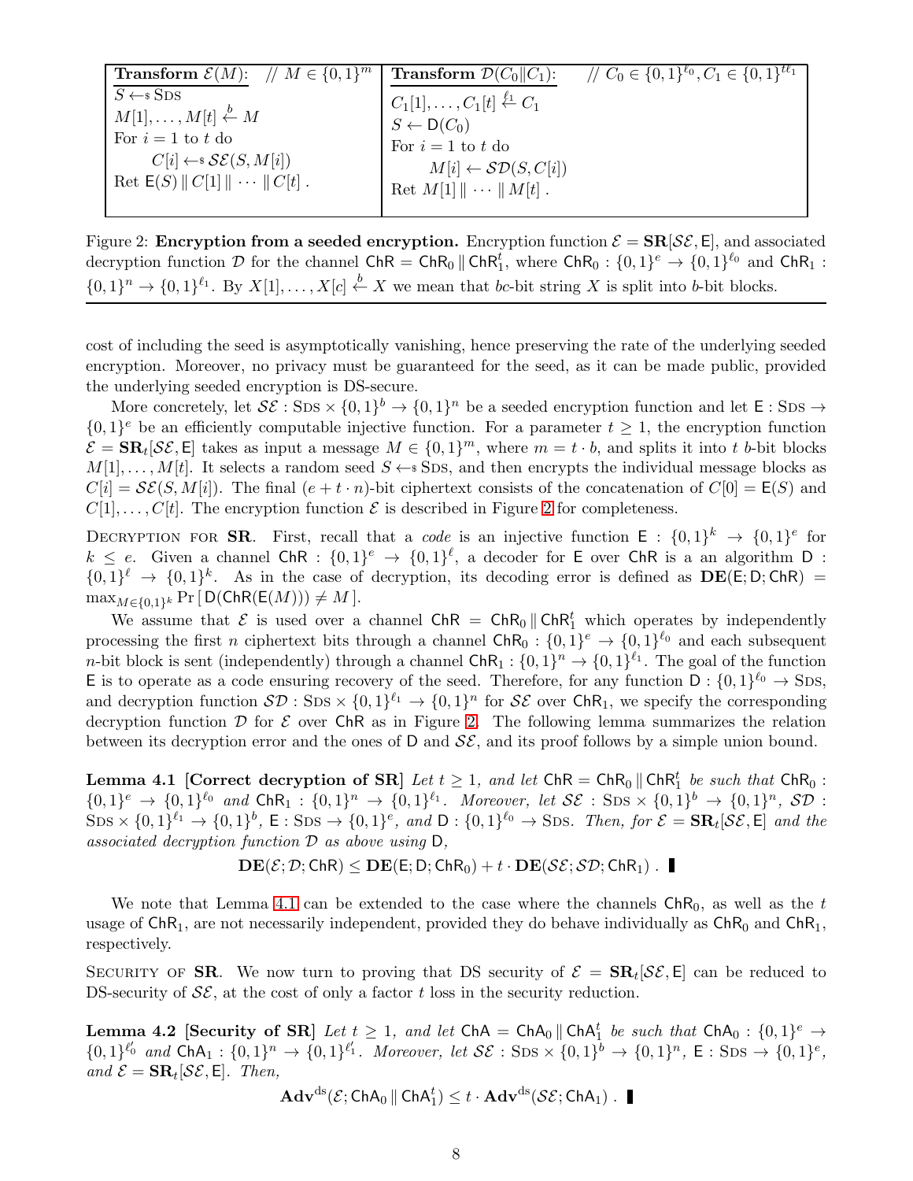| **Transform** $\mathcal{E}(M)$: // $M \in \{0,1\}^m$ | **Transform** $\mathcal{D}(C_0 \| C_1)$: // $C_0 \in \{0,1\}^{\ell_0}, C_1 \in \{0,1\}^{t\ell_1}$ |
|---|---|
| $S \leftarrow\!\!\$\ \text{SDS}$ <br> $M[1], \ldots, M[t] \xleftarrow{b} M$ <br> For $i = 1$ to $t$ do <br> $\quad C[i] \leftarrow\!\!\$\ \mathcal{SE}(S, M[i])$ <br> Ret $\mathsf{E}(S) \,\|\, C[1] \,\|\, \cdots \,\|\, C[t]$ . | $C_1[1], \ldots, C_1[t] \xleftarrow{\ell_1} C_1$ <br> $S \leftarrow \mathsf{D}(C_0)$ <br> For $i = 1$ to $t$ do <br> $\quad M[i] \leftarrow \mathcal{SD}(S, C[i])$ <br> Ret $M[1] \,\|\, \cdots \,\|\, M[t]$ . |

Figure 2: **Encryption from a seeded encryption.** Encryption function $\mathcal{E} = \mathbf{SR}[\mathcal{SE}, \mathsf{E}]$, and associated decryption function $\mathcal{D}$ for the channel $\mathsf{ChR} = \mathsf{ChR}_0 \,\|\, \mathsf{ChR}_1^t$, where $\mathsf{ChR}_0 : \{0,1\}^e \to \{0,1\}^{\ell_0}$ and $\mathsf{ChR}_1 : \{0,1\}^n \to \{0,1\}^{\ell_1}$. By $X[1], \ldots, X[c] \xleftarrow{b} X$ we mean that $bc$-bit string $X$ is split into $b$-bit blocks.

cost of including the seed is asymptotically vanishing, hence preserving the rate of the underlying seeded encryption. Moreover, no privacy must be guaranteed for the seed, as it can be made public, provided the underlying seeded encryption is DS-secure.

More concretely, let $\mathcal{SE} : \text{SDS} \times \{0,1\}^b \to \{0,1\}^n$ be a seeded encryption function and let $\mathsf{E} : \text{SDS} \to \{0,1\}^e$ be an efficiently computable injective function. For a parameter $t \geq 1$, the encryption function $\mathcal{E} = \mathbf{SR}_t[\mathcal{SE}, \mathsf{E}]$ takes as input a message $M \in \{0,1\}^m$, where $m = t \cdot b$, and splits it into $t$ $b$-bit blocks $M[1], \ldots, M[t]$. It selects a random seed $S \leftarrow\!\!\$\ \text{SDS}$, and then encrypts the individual message blocks as $C[i] = \mathcal{SE}(S, M[i])$. The final $(e + t \cdot n)$-bit ciphertext consists of the concatenation of $C[0] = \mathsf{E}(S)$ and $C[1], \ldots, C[t]$. The encryption function $\mathcal{E}$ is described in Figure 2 for completeness.

Decryption for **SR**. First, recall that a *code* is an injective function $\mathsf{E} : \{0,1\}^k \to \{0,1\}^e$ for $k \leq e$. Given a channel $\mathsf{ChR} : \{0,1\}^e \to \{0,1\}^\ell$, a decoder for $\mathsf{E}$ over $\mathsf{ChR}$ is an algorithm $\mathsf{D} : \{0,1\}^\ell \to \{0,1\}^k$. As in the case of decryption, its decoding error is defined as $\mathbf{DE}(\mathsf{E}; \mathsf{D}; \mathsf{ChR}) = \max_{M \in \{0,1\}^k} \Pr[\, \mathsf{D}(\mathsf{ChR}(\mathsf{E}(M))) \neq M \,]$.

We assume that $\mathcal{E}$ is used over a channel $\mathsf{ChR} = \mathsf{ChR}_0 \,\|\, \mathsf{ChR}_1^t$ which operates by independently processing the first $n$ ciphertext bits through a channel $\mathsf{ChR}_0 : \{0,1\}^e \to \{0,1\}^{\ell_0}$ and each subsequent $n$-bit block is sent (independently) through a channel $\mathsf{ChR}_1 : \{0,1\}^n \to \{0,1\}^{\ell_1}$. The goal of the function $\mathsf{E}$ is to operate as a code ensuring recovery of the seed. Therefore, for any function $\mathsf{D} : \{0,1\}^{\ell_0} \to \text{SDS}$, and decryption function $\mathcal{SD} : \text{SDS} \times \{0,1\}^{\ell_1} \to \{0,1\}^n$ for $\mathcal{SE}$ over $\mathsf{ChR}_1$, we specify the corresponding decryption function $\mathcal{D}$ for $\mathcal{E}$ over $\mathsf{ChR}$ as in Figure 2. The following lemma summarizes the relation between its decryption error and the ones of $\mathsf{D}$ and $\mathcal{SE}$, and its proof follows by a simple union bound.

**Lemma 4.1 [Correct decryption of SR]** *Let $t \geq 1$, and let $\mathsf{ChR} = \mathsf{ChR}_0 \,\|\, \mathsf{ChR}_1^t$ be such that $\mathsf{ChR}_0 : \{0,1\}^e \to \{0,1\}^{\ell_0}$ and $\mathsf{ChR}_1 : \{0,1\}^n \to \{0,1\}^{\ell_1}$. Moreover, let $\mathcal{SE} : \text{SDS} \times \{0,1\}^b \to \{0,1\}^n$, $\mathcal{SD} : \text{SDS} \times \{0,1\}^{\ell_1} \to \{0,1\}^b$, $\mathsf{E} : \text{SDS} \to \{0,1\}^e$, and $\mathsf{D} : \{0,1\}^{\ell_0} \to \text{SDS}$. Then, for $\mathcal{E} = \mathbf{SR}_t[\mathcal{SE}, \mathsf{E}]$ and the associated decryption function $\mathcal{D}$ as above using $\mathsf{D}$,*

$$\mathbf{DE}(\mathcal{E}; \mathcal{D}; \mathsf{ChR}) \leq \mathbf{DE}(\mathsf{E}; \mathsf{D}; \mathsf{ChR}_0) + t \cdot \mathbf{DE}(\mathcal{SE}; \mathcal{SD}; \mathsf{ChR}_1) \; . \; \blacksquare$$

We note that Lemma 4.1 can be extended to the case where the channels $\mathsf{ChR}_0$, as well as the $t$ usage of $\mathsf{ChR}_1$, are not necessarily independent, provided they do behave individually as $\mathsf{ChR}_0$ and $\mathsf{ChR}_1$, respectively.

Security of **SR**. We now turn to proving that DS security of $\mathcal{E} = \mathbf{SR}_t[\mathcal{SE}, \mathsf{E}]$ can be reduced to DS-security of $\mathcal{SE}$, at the cost of only a factor $t$ loss in the security reduction.

**Lemma 4.2 [Security of SR]** *Let $t \geq 1$, and let $\mathsf{ChA} = \mathsf{ChA}_0 \,\|\, \mathsf{ChA}_1^t$ be such that $\mathsf{ChA}_0 : \{0,1\}^e \to \{0,1\}^{\ell'_0}$ and $\mathsf{ChA}_1 : \{0,1\}^n \to \{0,1\}^{\ell'_1}$. Moreover, let $\mathcal{SE} : \text{SDS} \times \{0,1\}^b \to \{0,1\}^n$, $\mathsf{E} : \text{SDS} \to \{0,1\}^e$, and $\mathcal{E} = \mathbf{SR}_t[\mathcal{SE}, \mathsf{E}]$. Then,*

$$\mathbf{Adv}^{\mathrm{ds}}(\mathcal{E}; \mathsf{ChA}_0 \,\|\, \mathsf{ChA}_1^t) \leq t \cdot \mathbf{Adv}^{\mathrm{ds}}(\mathcal{SE}; \mathsf{ChA}_1) \; . \; \blacksquare$$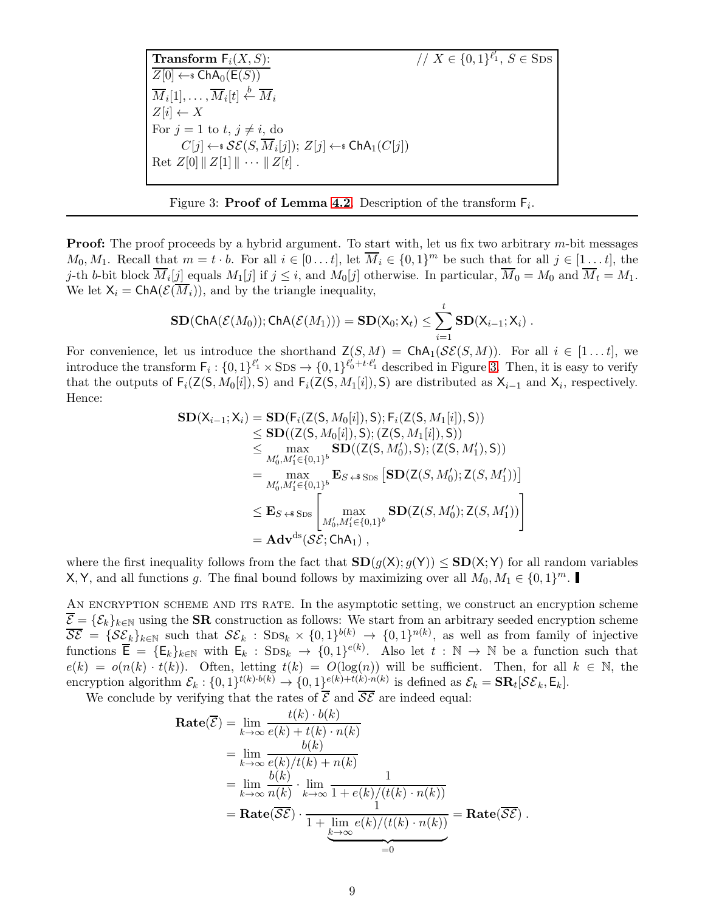```
Transform F_i(X, S):                                    // X ∈ {0,1}^{ℓ'_1}, S ∈ SDS
Z[0] ←$ ChA_0(E(S))
M̄_i[1], ..., M̄_i[t] ←^b M̄_i
Z[i] ← X
For j = 1 to t, j ≠ i, do
      C[j] ←$ SE(S, M̄_i[j]); Z[j] ←$ ChA_1(C[j])
Ret Z[0] ‖ Z[1] ‖ ··· ‖ Z[t] .
```

Figure 3: **Proof of Lemma 4.2**. Description of the transform $\mathsf{F}_i$.

**Proof:** The proof proceeds by a hybrid argument. To start with, let us fix two arbitrary $m$-bit messages $M_0, M_1$. Recall that $m = t \cdot b$. For all $i \in [0 \dots t]$, let $\overline{M}_i \in \{0,1\}^m$ be such that for all $j \in [1 \dots t]$, the $j$-th $b$-bit block $\overline{M}_i[j]$ equals $M_1[j]$ if $j \leq i$, and $M_0[j]$ otherwise. In particular, $\overline{M}_0 = M_0$ and $\overline{M}_t = M_1$. We let $\mathsf{X}_i = \mathsf{ChA}(\mathcal{E}(\overline{M}_i))$, and by the triangle inequality,

$$\mathbf{SD}(\mathsf{ChA}(\mathcal{E}(M_0)); \mathsf{ChA}(\mathcal{E}(M_1))) = \mathbf{SD}(\mathsf{X}_0; \mathsf{X}_t) \leq \sum_{i=1}^{t} \mathbf{SD}(\mathsf{X}_{i-1}; \mathsf{X}_i) .$$

For convenience, let us introduce the shorthand $\mathsf{Z}(S, M) = \mathsf{ChA}_1(\mathcal{SE}(S, M))$. For all $i \in [1 \dots t]$, we introduce the transform $\mathsf{F}_i : \{0,1\}^{\ell'_1} \times \mathrm{SDS} \to \{0,1\}^{\ell'_0 + t \cdot \ell'_1}$ described in Figure 3. Then, it is easy to verify that the outputs of $\mathsf{F}_i(\mathsf{Z}(\mathsf{S}, M_0[i]), \mathsf{S})$ and $\mathsf{F}_i(\mathsf{Z}(\mathsf{S}, M_1[i]), \mathsf{S})$ are distributed as $\mathsf{X}_{i-1}$ and $\mathsf{X}_i$, respectively. Hence:

$$\begin{aligned}
\mathbf{SD}(\mathsf{X}_{i-1}; \mathsf{X}_i) &= \mathbf{SD}(\mathsf{F}_i(\mathsf{Z}(\mathsf{S}, M_0[i]), \mathsf{S}); \mathsf{F}_i(\mathsf{Z}(\mathsf{S}, M_1[i]), \mathsf{S})) \\
&\leq \mathbf{SD}((\mathsf{Z}(\mathsf{S}, M_0[i]), \mathsf{S}); (\mathsf{Z}(\mathsf{S}, M_1[i]), \mathsf{S})) \\
&\leq \max_{M'_0, M'_1 \in \{0,1\}^b} \mathbf{SD}((\mathsf{Z}(\mathsf{S}, M'_0), \mathsf{S}); (\mathsf{Z}(\mathsf{S}, M'_1), \mathsf{S})) \\
&= \max_{M'_0, M'_1 \in \{0,1\}^b} \mathbf{E}_{S \leftarrow\$ \mathrm{SDS}} \left[ \mathbf{SD}(\mathsf{Z}(S, M'_0); \mathsf{Z}(S, M'_1)) \right] \\
&\leq \mathbf{E}_{S \leftarrow\$ \mathrm{SDS}} \left[ \max_{M'_0, M'_1 \in \{0,1\}^b} \mathbf{SD}(\mathsf{Z}(S, M'_0); \mathsf{Z}(S, M'_1)) \right] \\
&= \mathbf{Adv}^{\mathrm{ds}}(\mathcal{SE}; \mathsf{ChA}_1) ,
\end{aligned}$$

where the first inequality follows from the fact that $\mathbf{SD}(g(\mathsf{X}); g(\mathsf{Y})) \leq \mathbf{SD}(\mathsf{X}; \mathsf{Y})$ for all random variables $\mathsf{X}, \mathsf{Y}$, and all functions $g$. The final bound follows by maximizing over all $M_0, M_1 \in \{0,1\}^m$. ∎

An encryption scheme and its rate. In the asymptotic setting, we construct an encryption scheme $\overline{\mathcal{E}} = \{\mathcal{E}_k\}_{k \in \mathbb{N}}$ using the **SR** construction as follows: We start from an arbitrary seeded encryption scheme $\overline{\mathcal{SE}} = \{\mathcal{SE}_k\}_{k \in \mathbb{N}}$ such that $\mathcal{SE}_k : \mathrm{SDS}_k \times \{0,1\}^{b(k)} \to \{0,1\}^{n(k)}$, as well as from family of injective functions $\overline{\mathsf{E}} = \{\mathsf{E}_k\}_{k \in \mathbb{N}}$ with $\mathsf{E}_k : \mathrm{SDS}_k \to \{0,1\}^{e(k)}$. Also let $t : \mathbb{N} \to \mathbb{N}$ be a function such that $e(k) = o(n(k) \cdot t(k))$. Often, letting $t(k) = O(\log(n))$ will be sufficient. Then, for all $k \in \mathbb{N}$, the encryption algorithm $\mathcal{E}_k : \{0,1\}^{t(k) \cdot b(k)} \to \{0,1\}^{e(k) + t(k) \cdot n(k)}$ is defined as $\mathcal{E}_k = \mathbf{SR}_t[\mathcal{SE}_k, \mathsf{E}_k]$.

We conclude by verifying that the rates of $\overline{\mathcal{E}}$ and $\overline{\mathcal{SE}}$ are indeed equal:

$$\begin{aligned}
\mathbf{Rate}(\overline{\mathcal{E}}) &= \lim_{k \to \infty} \frac{t(k) \cdot b(k)}{e(k) + t(k) \cdot n(k)} \\
&= \lim_{k \to \infty} \frac{b(k)}{e(k)/t(k) + n(k)} \\
&= \lim_{k \to \infty} \frac{b(k)}{n(k)} \cdot \lim_{k \to \infty} \frac{1}{1 + e(k)/(t(k) \cdot n(k))} \\
&= \mathbf{Rate}(\overline{\mathcal{SE}}) \cdot \frac{1}{1 + \underbrace{\lim_{k \to \infty} e(k)/(t(k) \cdot n(k))}_{=0}} = \mathbf{Rate}(\overline{\mathcal{SE}}) .
\end{aligned}$$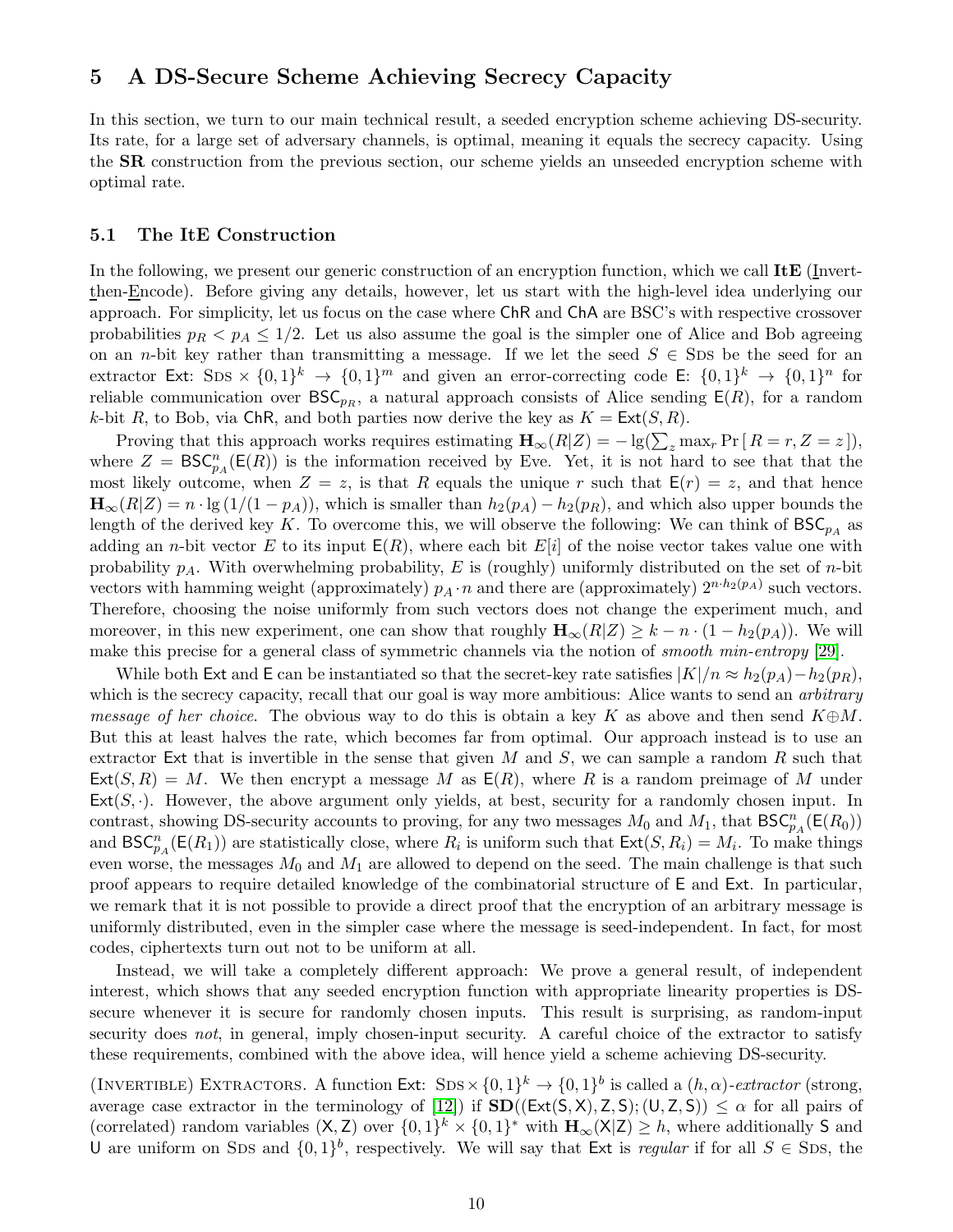## 5 A DS-Secure Scheme Achieving Secrecy Capacity

In this section, we turn to our main technical result, a seeded encryption scheme achieving DS-security. Its rate, for a large set of adversary channels, is optimal, meaning it equals the secrecy capacity. Using the **SR** construction from the previous section, our scheme yields an unseeded encryption scheme with optimal rate.

### 5.1 The ItE Construction

In the following, we present our generic construction of an encryption function, which we call **ItE** (Invert-then-Encode). Before giving any details, however, let us start with the high-level idea underlying our approach. For simplicity, let us focus on the case where $\mathsf{ChR}$ and $\mathsf{ChA}$ are BSC's with respective crossover probabilities $p_R < p_A \le 1/2$. Let us also assume the goal is the simpler one of Alice and Bob agreeing on an $n$-bit key rather than transmitting a message. If we let the seed $S \in \mathrm{S{\small DS}}$ be the seed for an extractor $\mathsf{Ext}\colon \mathrm{S{\small DS}} \times \{0,1\}^k \to \{0,1\}^m$ and given an error-correcting code $\mathsf{E}\colon \{0,1\}^k \to \{0,1\}^n$ for reliable communication over $\mathsf{BSC}_{p_R}$, a natural approach consists of Alice sending $\mathsf{E}(R)$, for a random $k$-bit $R$, to Bob, via $\mathsf{ChR}$, and both parties now derive the key as $K = \mathsf{Ext}(S, R)$.

Proving that this approach works requires estimating $\mathbf{H}_\infty(R|Z) = -\lg(\sum_z \max_r \Pr[\, R = r, Z = z\,])$, where $Z = \mathsf{BSC}^n_{p_A}(\mathsf{E}(R))$ is the information received by Eve. Yet, it is not hard to see that that the most likely outcome, when $Z = z$, is that $R$ equals the unique $r$ such that $\mathsf{E}(r) = z$, and that hence $\mathbf{H}_\infty(R|Z) = n \cdot \lg(1/(1-p_A))$, which is smaller than $h_2(p_A) - h_2(p_R)$, and which also upper bounds the length of the derived key $K$. To overcome this, we will observe the following: We can think of $\mathsf{BSC}_{p_A}$ as adding an $n$-bit vector $E$ to its input $\mathsf{E}(R)$, where each bit $E[i]$ of the noise vector takes value one with probability $p_A$. With overwhelming probability, $E$ is (roughly) uniformly distributed on the set of $n$-bit vectors with hamming weight (approximately) $p_A \cdot n$ and there are (approximately) $2^{n \cdot h_2(p_A)}$ such vectors. Therefore, choosing the noise uniformly from such vectors does not change the experiment much, and moreover, in this new experiment, one can show that roughly $\mathbf{H}_\infty(R|Z) \ge k - n \cdot (1 - h_2(p_A))$. We will make this precise for a general class of symmetric channels via the notion of *smooth min-entropy* [29].

While both $\mathsf{Ext}$ and $\mathsf{E}$ can be instantiated so that the secret-key rate satisfies $|K|/n \approx h_2(p_A) - h_2(p_R)$, which is the secrecy capacity, recall that our goal is way more ambitious: Alice wants to send an *arbitrary message of her choice*. The obvious way to do this is obtain a key $K$ as above and then send $K \oplus M$. But this at least halves the rate, which becomes far from optimal. Our approach instead is to use an extractor $\mathsf{Ext}$ that is invertible in the sense that given $M$ and $S$, we can sample a random $R$ such that $\mathsf{Ext}(S, R) = M$. We then encrypt a message $M$ as $\mathsf{E}(R)$, where $R$ is a random preimage of $M$ under $\mathsf{Ext}(S, \cdot)$. However, the above argument only yields, at best, security for a randomly chosen input. In contrast, showing DS-security accounts to proving, for any two messages $M_0$ and $M_1$, that $\mathsf{BSC}^n_{p_A}(\mathsf{E}(R_0))$ and $\mathsf{BSC}^n_{p_A}(\mathsf{E}(R_1))$ are statistically close, where $R_i$ is uniform such that $\mathsf{Ext}(S, R_i) = M_i$. To make things even worse, the messages $M_0$ and $M_1$ are allowed to depend on the seed. The main challenge is that such proof appears to require detailed knowledge of the combinatorial structure of $\mathsf{E}$ and $\mathsf{Ext}$. In particular, we remark that it is not possible to provide a direct proof that the encryption of an arbitrary message is uniformly distributed, even in the simpler case where the message is seed-independent. In fact, for most codes, ciphertexts turn out not to be uniform at all.

Instead, we will take a completely different approach: We prove a general result, of independent interest, which shows that any seeded encryption function with appropriate linearity properties is DS-secure whenever it is secure for randomly chosen inputs. This result is surprising, as random-input security does *not*, in general, imply chosen-input security. A careful choice of the extractor to satisfy these requirements, combined with the above idea, will hence yield a scheme achieving DS-security.

(I<small>NVERTIBLE</small>) E<small>XTRACTORS</small>. A function $\mathsf{Ext}\colon \mathrm{S{\small DS}} \times \{0,1\}^k \to \{0,1\}^b$ is called a $(h, \alpha)$-*extractor* (strong, average case extractor in the terminology of [12]) if $\mathbf{SD}((\mathsf{Ext}(\mathsf{S}, \mathsf{X}), \mathsf{Z}, \mathsf{S}); (\mathsf{U}, \mathsf{Z}, \mathsf{S})) \le \alpha$ for all pairs of (correlated) random variables $(\mathsf{X}, \mathsf{Z})$ over $\{0,1\}^k \times \{0,1\}^*$ with $\mathbf{H}_\infty(\mathsf{X}|\mathsf{Z}) \ge h$, where additionally $\mathsf{S}$ and $\mathsf{U}$ are uniform on $\mathrm{S{\small DS}}$ and $\{0,1\}^b$, respectively. We will say that $\mathsf{Ext}$ is *regular* if for all $S \in \mathrm{S{\small DS}}$, the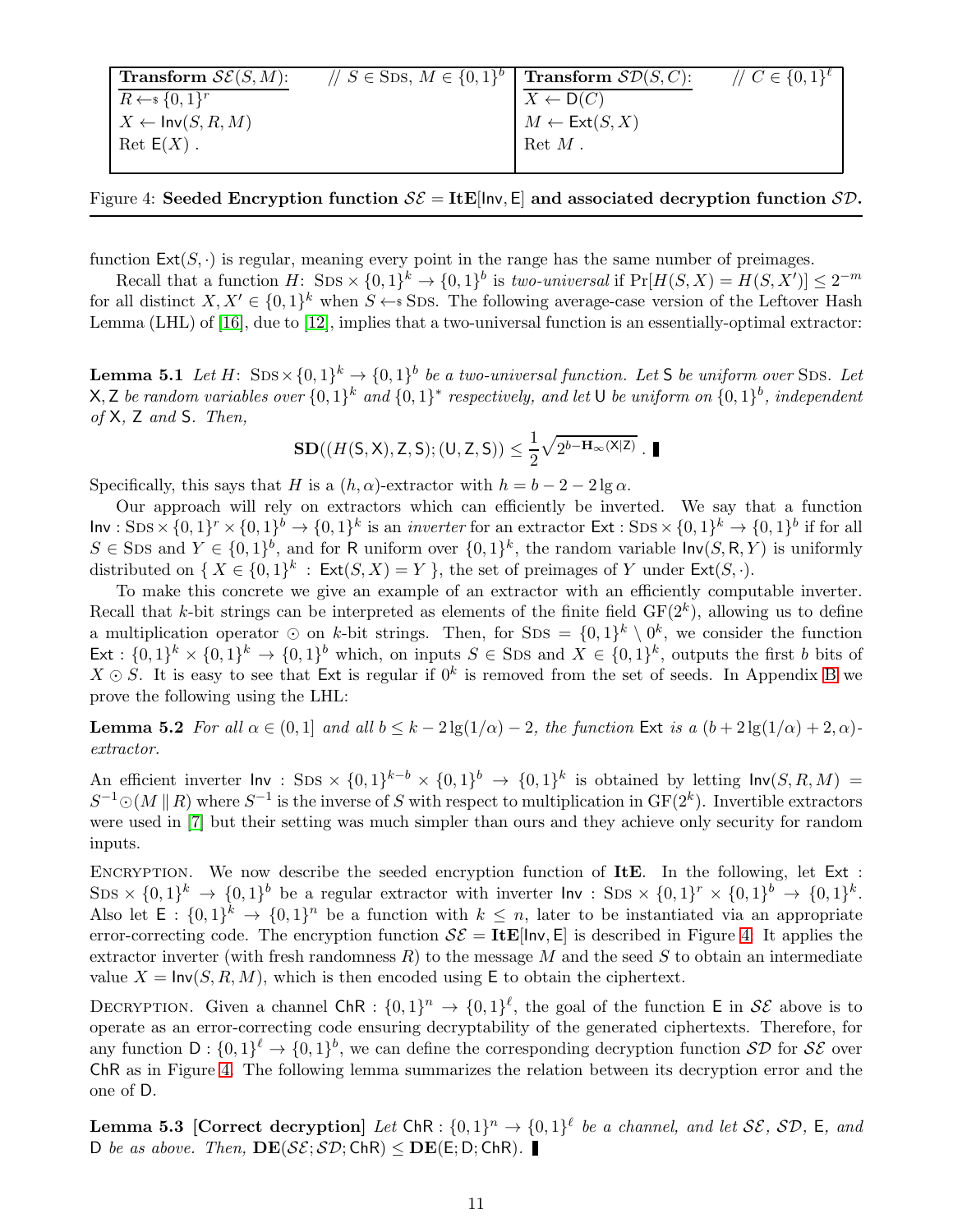| **Transform** $\mathcal{SE}(S, M)$: // $S \in \text{Sds}$, $M \in \{0,1\}^b$ | **Transform** $\mathcal{SD}(S, C)$: // $C \in \{0,1\}^\ell$ |
| --- | --- |
| $R \leftarrow\$ \{0,1\}^r$ | $X \leftarrow \mathsf{D}(C)$ |
| $X \leftarrow \mathsf{Inv}(S, R, M)$ | $M \leftarrow \mathsf{Ext}(S, X)$ |
| Ret $\mathsf{E}(X)$ . | Ret $M$ . |

Figure 4: **Seeded Encryption function $\mathcal{SE} = \mathbf{ItE}[\mathsf{Inv}, \mathsf{E}]$ and associated decryption function $\mathcal{SD}$.**

function $\mathsf{Ext}(S, \cdot)$ is regular, meaning every point in the range has the same number of preimages.

Recall that a function $H\colon \text{Sds} \times \{0,1\}^k \to \{0,1\}^b$ is *two-universal* if $\Pr[H(S,X) = H(S,X')] \leq 2^{-m}$ for all distinct $X, X' \in \{0,1\}^k$ when $S \leftarrow\$ \text{Sds}$. The following average-case version of the Leftover Hash Lemma (LHL) of [16], due to [12], implies that a two-universal function is an essentially-optimal extractor:

**Lemma 5.1** *Let $H\colon \text{Sds} \times \{0,1\}^k \to \{0,1\}^b$ be a two-universal function. Let $\mathsf{S}$ be uniform over $\text{Sds}$. Let $\mathsf{X}, \mathsf{Z}$ be random variables over $\{0,1\}^k$ and $\{0,1\}^*$ respectively, and let $\mathsf{U}$ be uniform on $\{0,1\}^b$, independent of $\mathsf{X}$, $\mathsf{Z}$ and $\mathsf{S}$. Then,*

$$\mathbf{SD}((H(\mathsf{S}, \mathsf{X}), \mathsf{Z}, \mathsf{S}); (\mathsf{U}, \mathsf{Z}, \mathsf{S})) \leq \frac{1}{2}\sqrt{2^{b - \mathbf{H}_\infty(\mathsf{X}|\mathsf{Z})}} \ . \ \blacksquare$$

Specifically, this says that $H$ is a $(h, \alpha)$-extractor with $h = b - 2 - 2\lg \alpha$.

Our approach will rely on extractors which can efficiently be inverted. We say that a function $\mathsf{Inv} : \text{Sds} \times \{0,1\}^r \times \{0,1\}^b \to \{0,1\}^k$ is an *inverter* for an extractor $\mathsf{Ext} : \text{Sds} \times \{0,1\}^k \to \{0,1\}^b$ if for all $S \in \text{Sds}$ and $Y \in \{0,1\}^b$, and for $\mathsf{R}$ uniform over $\{0,1\}^k$, the random variable $\mathsf{Inv}(S, \mathsf{R}, Y)$ is uniformly distributed on $\{\, X \in \{0,1\}^k : \mathsf{Ext}(S, X) = Y \,\}$, the set of preimages of $Y$ under $\mathsf{Ext}(S, \cdot)$.

To make this concrete we give an example of an extractor with an efficiently computable inverter. Recall that $k$-bit strings can be interpreted as elements of the finite field $\mathrm{GF}(2^k)$, allowing us to define a multiplication operator $\odot$ on $k$-bit strings. Then, for $\text{Sds} = \{0,1\}^k \setminus 0^k$, we consider the function $\mathsf{Ext} : \{0,1\}^k \times \{0,1\}^k \to \{0,1\}^b$ which, on inputs $S \in \text{Sds}$ and $X \in \{0,1\}^k$, outputs the first $b$ bits of $X \odot S$. It is easy to see that $\mathsf{Ext}$ is regular if $0^k$ is removed from the set of seeds. In Appendix B we prove the following using the LHL:

**Lemma 5.2** *For all $\alpha \in (0,1]$ and all $b \leq k - 2\lg(1/\alpha) - 2$, the function $\mathsf{Ext}$ is a $(b + 2\lg(1/\alpha) + 2, \alpha)$-extractor.*

An efficient inverter $\mathsf{Inv} : \text{Sds} \times \{0,1\}^{k-b} \times \{0,1\}^b \to \{0,1\}^k$ is obtained by letting $\mathsf{Inv}(S, R, M) = S^{-1} \odot (M \,\|\, R)$ where $S^{-1}$ is the inverse of $S$ with respect to multiplication in $\mathrm{GF}(2^k)$. Invertible extractors were used in [7] but their setting was much simpler than ours and they achieve only security for random inputs.

Encryption. We now describe the seeded encryption function of $\mathbf{ItE}$. In the following, let $\mathsf{Ext} : \text{Sds} \times \{0,1\}^k \to \{0,1\}^b$ be a regular extractor with inverter $\mathsf{Inv} : \text{Sds} \times \{0,1\}^r \times \{0,1\}^b \to \{0,1\}^k$. Also let $\mathsf{E} : \{0,1\}^k \to \{0,1\}^n$ be a function with $k \leq n$, later to be instantiated via an appropriate error-correcting code. The encryption function $\mathcal{SE} = \mathbf{ItE}[\mathsf{Inv}, \mathsf{E}]$ is described in Figure 4. It applies the extractor inverter (with fresh randomness $R$) to the message $M$ and the seed $S$ to obtain an intermediate value $X = \mathsf{Inv}(S, R, M)$, which is then encoded using $\mathsf{E}$ to obtain the ciphertext.

Decryption. Given a channel $\mathsf{ChR} : \{0,1\}^n \to \{0,1\}^\ell$, the goal of the function $\mathsf{E}$ in $\mathcal{SE}$ above is to operate as an error-correcting code ensuring decryptability of the generated ciphertexts. Therefore, for any function $\mathsf{D} : \{0,1\}^\ell \to \{0,1\}^b$, we can define the corresponding decryption function $\mathcal{SD}$ for $\mathcal{SE}$ over $\mathsf{ChR}$ as in Figure 4. The following lemma summarizes the relation between its decryption error and the one of $\mathsf{D}$.

**Lemma 5.3 [Correct decryption]** *Let $\mathsf{ChR} : \{0,1\}^n \to \{0,1\}^\ell$ be a channel, and let $\mathcal{SE}$, $\mathcal{SD}$, $\mathsf{E}$, and $\mathsf{D}$ be as above. Then, $\mathbf{DE}(\mathcal{SE}; \mathcal{SD}; \mathsf{ChR}) \leq \mathbf{DE}(\mathsf{E}; \mathsf{D}; \mathsf{ChR})$.* $\blacksquare$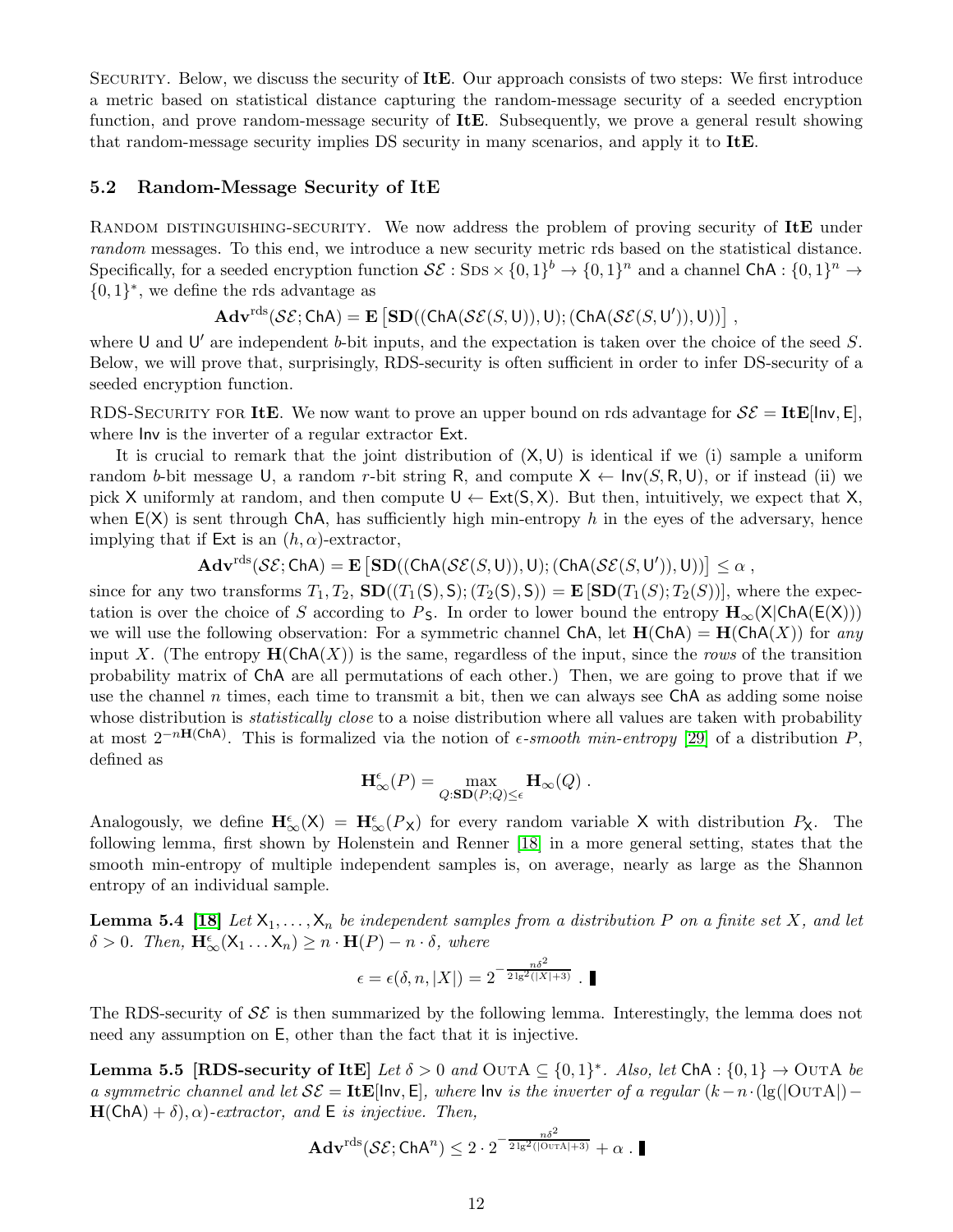Security. Below, we discuss the security of **ItE**. Our approach consists of two steps: We first introduce a metric based on statistical distance capturing the random-message security of a seeded encryption function, and prove random-message security of **ItE**. Subsequently, we prove a general result showing that random-message security implies DS security in many scenarios, and apply it to **ItE**.

## 5.2 Random-Message Security of ItE

Random distinguishing-security. We now address the problem of proving security of **ItE** under *random* messages. To this end, we introduce a new security metric rds based on the statistical distance. Specifically, for a seeded encryption function $\mathcal{SE} : \text{SDS} \times \{0,1\}^b \to \{0,1\}^n$ and a channel $\mathsf{ChA} : \{0,1\}^n \to \{0,1\}^*$, we define the rds advantage as

$$\mathbf{Adv}^{\mathrm{rds}}(\mathcal{SE}; \mathsf{ChA}) = \mathbf{E}\left[\mathbf{SD}((\mathsf{ChA}(\mathcal{SE}(S,\mathsf{U})),\mathsf{U}); (\mathsf{ChA}(\mathcal{SE}(S,\mathsf{U}')),\mathsf{U}))\right] ,$$

where $\mathsf{U}$ and $\mathsf{U}'$ are independent $b$-bit inputs, and the expectation is taken over the choice of the seed $S$. Below, we will prove that, surprisingly, RDS-security is often sufficient in order to infer DS-security of a seeded encryption function.

RDS-Security for **ItE**. We now want to prove an upper bound on rds advantage for $\mathcal{SE} = \mathbf{ItE}[\mathsf{Inv}, \mathsf{E}]$, where $\mathsf{Inv}$ is the inverter of a regular extractor $\mathsf{Ext}$.

It is crucial to remark that the joint distribution of $(\mathsf{X}, \mathsf{U})$ is identical if we (i) sample a uniform random $b$-bit message $\mathsf{U}$, a random $r$-bit string $\mathsf{R}$, and compute $\mathsf{X} \leftarrow \mathsf{Inv}(S, \mathsf{R}, \mathsf{U})$, or if instead (ii) we pick $\mathsf{X}$ uniformly at random, and then compute $\mathsf{U} \leftarrow \mathsf{Ext}(\mathsf{S}, \mathsf{X})$. But then, intuitively, we expect that $\mathsf{X}$, when $\mathsf{E}(\mathsf{X})$ is sent through $\mathsf{ChA}$, has sufficiently high min-entropy $h$ in the eyes of the adversary, hence implying that if $\mathsf{Ext}$ is an $(h, \alpha)$-extractor,

$$\mathbf{Adv}^{\mathrm{rds}}(\mathcal{SE}; \mathsf{ChA}) = \mathbf{E}\left[\mathbf{SD}((\mathsf{ChA}(\mathcal{SE}(S,\mathsf{U})),\mathsf{U}); (\mathsf{ChA}(\mathcal{SE}(S,\mathsf{U}')),\mathsf{U}))\right] \leq \alpha ,$$

since for any two transforms $T_1, T_2$, $\mathbf{SD}((T_1(\mathsf{S}), \mathsf{S}); (T_2(\mathsf{S}), \mathsf{S})) = \mathbf{E}\left[\mathbf{SD}(T_1(S); T_2(S))\right]$, where the expectation is over the choice of $S$ according to $P_{\mathsf{S}}$. In order to lower bound the entropy $\mathbf{H}_\infty(\mathsf{X}|\mathsf{ChA}(\mathsf{E}(\mathsf{X})))$ we will use the following observation: For a symmetric channel $\mathsf{ChA}$, let $\mathbf{H}(\mathsf{ChA}) = \mathbf{H}(\mathsf{ChA}(X))$ for *any* input $X$. (The entropy $\mathbf{H}(\mathsf{ChA}(X))$ is the same, regardless of the input, since the *rows* of the transition probability matrix of $\mathsf{ChA}$ are all permutations of each other.) Then, we are going to prove that if we use the channel $n$ times, each time to transmit a bit, then we can always see $\mathsf{ChA}$ as adding some noise whose distribution is *statistically close* to a noise distribution where all values are taken with probability at most $2^{-n\mathbf{H}(\mathsf{ChA})}$. This is formalized via the notion of *$\epsilon$-smooth min-entropy* [29] of a distribution $P$, defined as

$$\mathbf{H}_\infty^\epsilon(P) = \max_{Q : \mathbf{SD}(P;Q) \leq \epsilon} \mathbf{H}_\infty(Q) .$$

Analogously, we define $\mathbf{H}_\infty^\epsilon(\mathsf{X}) = \mathbf{H}_\infty^\epsilon(P_{\mathsf{X}})$ for every random variable $\mathsf{X}$ with distribution $P_{\mathsf{X}}$. The following lemma, first shown by Holenstein and Renner [18] in a more general setting, states that the smooth min-entropy of multiple independent samples is, on average, nearly as large as the Shannon entropy of an individual sample.

**Lemma 5.4** [18] *Let $\mathsf{X}_1, \ldots, \mathsf{X}_n$ be independent samples from a distribution $P$ on a finite set $X$, and let $\delta > 0$. Then, $\mathbf{H}_\infty^\epsilon(\mathsf{X}_1 \ldots \mathsf{X}_n) \geq n \cdot \mathbf{H}(P) - n \cdot \delta$, where*

$$\epsilon = \epsilon(\delta, n, |X|) = 2^{-\frac{n\delta^2}{2\lg^2(|X|+3)}} . \blacksquare$$

The RDS-security of $\mathcal{SE}$ is then summarized by the following lemma. Interestingly, the lemma does not need any assumption on $\mathsf{E}$, other than the fact that it is injective.

**Lemma 5.5 [RDS-security of ItE]** *Let $\delta > 0$ and $\text{OutA} \subseteq \{0,1\}^*$. Also, let $\mathsf{ChA} : \{0,1\} \to \text{OutA}$ be a symmetric channel and let $\mathcal{SE} = \mathbf{ItE}[\mathsf{Inv}, \mathsf{E}]$, where $\mathsf{Inv}$ is the inverter of a regular $(k - n \cdot (\lg(|\text{OutA}|) - \mathbf{H}(\mathsf{ChA}) + \delta), \alpha)$-extractor, and $\mathsf{E}$ is injective. Then,*

$$\mathbf{Adv}^{\mathrm{rds}}(\mathcal{SE}; \mathsf{ChA}^n) \leq 2 \cdot 2^{-\frac{n\delta^2}{2\lg^2(|\text{OutA}|+3)}} + \alpha . \blacksquare$$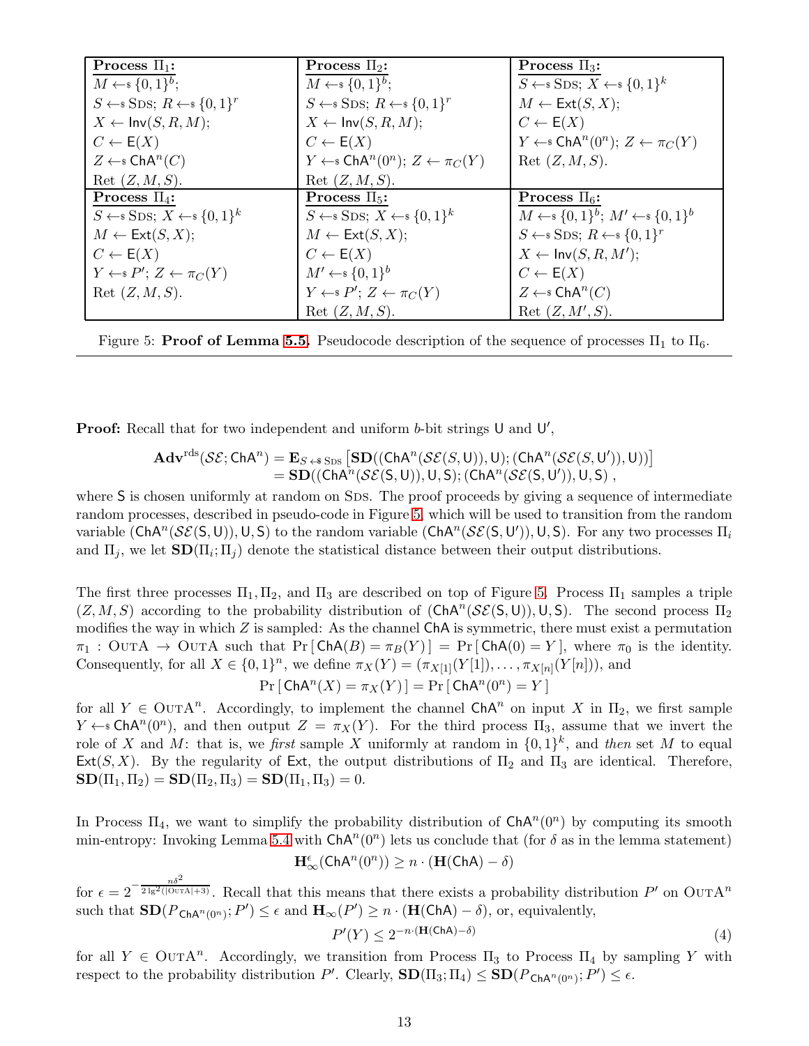| **Process $\Pi_1$:** | **Process $\Pi_2$:** | **Process $\Pi_3$:** |
|---|---|---|
| $M \leftarrow\!\$\, \{0,1\}^b$; | $M \leftarrow\!\$\, \{0,1\}^b$; | $S \leftarrow\!\$\, \text{SDS}$; $X \leftarrow\!\$\, \{0,1\}^k$ |
| $S \leftarrow\!\$\, \text{SDS}$; $R \leftarrow\!\$\, \{0,1\}^r$ | $S \leftarrow\!\$\, \text{SDS}$; $R \leftarrow\!\$\, \{0,1\}^r$ | $M \leftarrow \mathsf{Ext}(S, X)$; |
| $X \leftarrow \mathsf{Inv}(S, R, M)$; | $X \leftarrow \mathsf{Inv}(S, R, M)$; | $C \leftarrow \mathsf{E}(X)$ |
| $C \leftarrow \mathsf{E}(X)$ | $C \leftarrow \mathsf{E}(X)$ | $Y \leftarrow\!\$\, \mathsf{ChA}^n(0^n)$; $Z \leftarrow \pi_C(Y)$ |
| $Z \leftarrow\!\$\, \mathsf{ChA}^n(C)$ | $Y \leftarrow\!\$\, \mathsf{ChA}^n(0^n)$; $Z \leftarrow \pi_C(Y)$ | Ret $(Z, M, S)$. |
| Ret $(Z, M, S)$. | Ret $(Z, M, S)$. | |
| **Process $\Pi_4$:** | **Process $\Pi_5$:** | **Process $\Pi_6$:** |
| $S \leftarrow\!\$\, \text{SDS}$; $X \leftarrow\!\$\, \{0,1\}^k$ | $S \leftarrow\!\$\, \text{SDS}$; $X \leftarrow\!\$\, \{0,1\}^k$ | $M \leftarrow\!\$\, \{0,1\}^b$; $M' \leftarrow\!\$\, \{0,1\}^b$ |
| $M \leftarrow \mathsf{Ext}(S, X)$; | $M \leftarrow \mathsf{Ext}(S, X)$; | $S \leftarrow\!\$\, \text{SDS}$; $R \leftarrow\!\$\, \{0,1\}^r$ |
| $C \leftarrow \mathsf{E}(X)$ | $C \leftarrow \mathsf{E}(X)$ | $X \leftarrow \mathsf{Inv}(S, R, M')$; |
| $Y \leftarrow\!\$\, P'$; $Z \leftarrow \pi_C(Y)$ | $M' \leftarrow\!\$\, \{0,1\}^b$ | $C \leftarrow \mathsf{E}(X)$ |
| Ret $(Z, M, S)$. | $Y \leftarrow\!\$\, P'$; $Z \leftarrow \pi_C(Y)$ | $Z \leftarrow\!\$\, \mathsf{ChA}^n(C)$ |
| | Ret $(Z, M, S)$. | Ret $(Z, M', S)$. |

Figure 5: **Proof of Lemma 5.5.** Pseudocode description of the sequence of processes $\Pi_1$ to $\Pi_6$.

**Proof:** Recall that for two independent and uniform $b$-bit strings $\mathsf{U}$ and $\mathsf{U}'$,

$$\begin{aligned}\mathbf{Adv}^{\mathrm{rds}}(\mathcal{SE};\mathsf{ChA}^n) &= \mathbf{E}_{S \leftarrow\$\, \text{SDS}}\left[\mathbf{SD}((\mathsf{ChA}^n(\mathcal{SE}(S,\mathsf{U})),\mathsf{U});(\mathsf{ChA}^n(\mathcal{SE}(S,\mathsf{U}')),\mathsf{U}))\right] \\ &= \mathbf{SD}((\mathsf{ChA}^n(\mathcal{SE}(\mathsf{S},\mathsf{U})),\mathsf{U},\mathsf{S});(\mathsf{ChA}^n(\mathcal{SE}(\mathsf{S},\mathsf{U}')),\mathsf{U},\mathsf{S})\ ,\end{aligned}$$

where $\mathsf{S}$ is chosen uniformly at random on SDS. The proof proceeds by giving a sequence of intermediate random processes, described in pseudo-code in Figure 5, which will be used to transition from the random variable $(\mathsf{ChA}^n(\mathcal{SE}(\mathsf{S},\mathsf{U})),\mathsf{U},\mathsf{S})$ to the random variable $(\mathsf{ChA}^n(\mathcal{SE}(\mathsf{S},\mathsf{U}')),\mathsf{U},\mathsf{S})$. For any two processes $\Pi_i$ and $\Pi_j$, we let $\mathbf{SD}(\Pi_i;\Pi_j)$ denote the statistical distance between their output distributions.

The first three processes $\Pi_1, \Pi_2$, and $\Pi_3$ are described on top of Figure 5. Process $\Pi_1$ samples a triple $(Z, M, S)$ according to the probability distribution of $(\mathsf{ChA}^n(\mathcal{SE}(\mathsf{S},\mathsf{U})),\mathsf{U},\mathsf{S})$. The second process $\Pi_2$ modifies the way in which $Z$ is sampled: As the channel $\mathsf{ChA}$ is symmetric, there must exist a permutation $\pi_1 : \text{OUTA} \to \text{OUTA}$ such that $\Pr[\mathsf{ChA}(B) = \pi_B(Y)] = \Pr[\mathsf{ChA}(0) = Y]$, where $\pi_0$ is the identity. Consequently, for all $X \in \{0,1\}^n$, we define $\pi_X(Y) = (\pi_{X[1]}(Y[1]), \ldots, \pi_{X[n]}(Y[n]))$, and

$$\Pr[\mathsf{ChA}^n(X) = \pi_X(Y)] = \Pr[\mathsf{ChA}^n(0^n) = Y]$$

for all $Y \in \text{OUTA}^n$. Accordingly, to implement the channel $\mathsf{ChA}^n$ on input $X$ in $\Pi_2$, we first sample $Y \leftarrow\!\$\, \mathsf{ChA}^n(0^n)$, and then output $Z = \pi_X(Y)$. For the third process $\Pi_3$, assume that we invert the role of $X$ and $M$: that is, we *first* sample $X$ uniformly at random in $\{0,1\}^k$, and *then* set $M$ to equal $\mathsf{Ext}(S, X)$. By the regularity of $\mathsf{Ext}$, the output distributions of $\Pi_2$ and $\Pi_3$ are identical. Therefore, $\mathbf{SD}(\Pi_1,\Pi_2) = \mathbf{SD}(\Pi_2,\Pi_3) = \mathbf{SD}(\Pi_1,\Pi_3) = 0$.

In Process $\Pi_4$, we want to simplify the probability distribution of $\mathsf{ChA}^n(0^n)$ by computing its smooth min-entropy: Invoking Lemma 5.4 with $\mathsf{ChA}^n(0^n)$ lets us conclude that (for $\delta$ as in the lemma statement)

$$\mathbf{H}^{\epsilon}_{\infty}(\mathsf{ChA}^n(0^n)) \geq n \cdot (\mathbf{H}(\mathsf{ChA}) - \delta)$$

for $\epsilon = 2^{-\frac{n\delta^2}{2\lg^2(|\text{OUTA}|+3)}}$. Recall that this means that there exists a probability distribution $P'$ on $\text{OUTA}^n$ such that $\mathbf{SD}(P_{\mathsf{ChA}^n(0^n)}; P') \leq \epsilon$ and $\mathbf{H}_{\infty}(P') \geq n \cdot (\mathbf{H}(\mathsf{ChA}) - \delta)$, or, equivalently,

$$P'(Y) \leq 2^{-n\cdot(\mathbf{H}(\mathsf{ChA})-\delta)} \tag{4}$$

for all $Y \in \text{OUTA}^n$. Accordingly, we transition from Process $\Pi_3$ to Process $\Pi_4$ by sampling $Y$ with respect to the probability distribution $P'$. Clearly, $\mathbf{SD}(\Pi_3;\Pi_4) \leq \mathbf{SD}(P_{\mathsf{ChA}^n(0^n)}; P') \leq \epsilon$.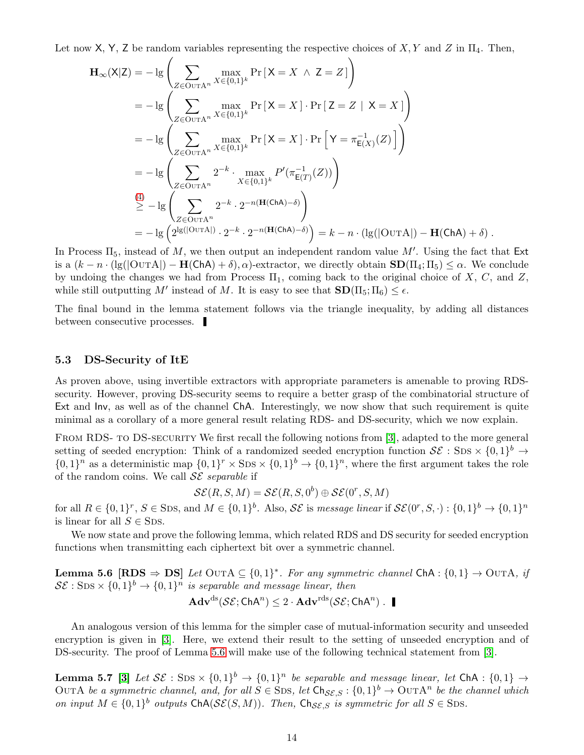Let now $\mathsf{X}$, $\mathsf{Y}$, $\mathsf{Z}$ be random variables representing the respective choices of $X, Y$ and $Z$ in $\Pi_4$. Then,

$$
\begin{aligned}
\mathbf{H}_\infty(\mathsf{X}|\mathsf{Z}) &= -\lg\left(\sum_{Z\in\textsc{OutA}^n} \max_{X\in\{0,1\}^k} \Pr\left[\,\mathsf{X}=X \ \wedge\ \mathsf{Z}=Z\,\right]\right) \\
&= -\lg\left(\sum_{Z\in\textsc{OutA}^n} \max_{X\in\{0,1\}^k} \Pr\left[\,\mathsf{X}=X\,\right]\cdot \Pr\left[\,\mathsf{Z}=Z \mid \mathsf{X}=X\,\right]\right) \\
&= -\lg\left(\sum_{Z\in\textsc{OutA}^n} \max_{X\in\{0,1\}^k} \Pr\left[\,\mathsf{X}=X\,\right]\cdot \Pr\left[\,\mathsf{Y}=\pi^{-1}_{\mathsf{E}(X)}(Z)\,\right]\right) \\
&= -\lg\left(\sum_{Z\in\textsc{OutA}^n} 2^{-k}\cdot \max_{X\in\{0,1\}^k} P'(\pi^{-1}_{\mathsf{E}(T)}(Z))\right) \\
&\overset{(4)}{\geq} -\lg\left(\sum_{Z\in\textsc{OutA}^n} 2^{-k}\cdot 2^{-n(\mathbf{H}(\mathsf{ChA})-\delta)}\right) \\
&= -\lg\left(2^{\lg(|\textsc{OutA}|)}\cdot 2^{-k}\cdot 2^{-n(\mathbf{H}(\mathsf{ChA})-\delta)}\right) = k - n\cdot(\lg(|\textsc{OutA}|) - \mathbf{H}(\mathsf{ChA}) + \delta)\,.
\end{aligned}
$$

In Process $\Pi_5$, instead of $M$, we then output an independent random value $M'$. Using the fact that $\mathsf{Ext}$ is a $(k - n\cdot(\lg(|\textsc{OutA}|) - \mathbf{H}(\mathsf{ChA}) + \delta), \alpha)$-extractor, we directly obtain $\mathbf{SD}(\Pi_4;\Pi_5) \leq \alpha$. We conclude by undoing the changes we had from Process $\Pi_1$, coming back to the original choice of $X$, $C$, and $Z$, while still outputting $M'$ instead of $M$. It is easy to see that $\mathbf{SD}(\Pi_5;\Pi_6) \leq \epsilon$.

The final bound in the lemma statement follows via the triangle inequality, by adding all distances between consecutive processes. ∎

### 5.3 DS-Security of ItE

As proven above, using invertible extractors with appropriate parameters is amenable to proving RDS-security. However, proving DS-security seems to require a better grasp of the combinatorial structure of $\mathsf{Ext}$ and $\mathsf{Inv}$, as well as of the channel $\mathsf{ChA}$. Interestingly, we now show that such requirement is quite minimal as a corollary of a more general result relating RDS- and DS-security, which we now explain.

From RDS- to DS-security We first recall the following notions from [3], adapted to the more general setting of seeded encryption: Think of a randomized seeded encryption function $\mathcal{SE} : \textsc{Sds}\times\{0,1\}^b \to \{0,1\}^n$ as a deterministic map $\{0,1\}^r\times\textsc{Sds}\times\{0,1\}^b\to\{0,1\}^n$, where the first argument takes the role of the random coins. We call $\mathcal{SE}$ *separable* if

$$\mathcal{SE}(R,S,M) = \mathcal{SE}(R,S,0^b)\oplus\mathcal{SE}(0^r,S,M)$$

for all $R\in\{0,1\}^r$, $S\in\textsc{Sds}$, and $M\in\{0,1\}^b$. Also, $\mathcal{SE}$ is *message linear* if $\mathcal{SE}(0^r,S,\cdot):\{0,1\}^b\to\{0,1\}^n$ is linear for all $S\in\textsc{Sds}$.

We now state and prove the following lemma, which related RDS and DS security for seeded encryption functions when transmitting each ciphertext bit over a symmetric channel.

**Lemma 5.6 [RDS ⇒ DS]** *Let $\textsc{OutA}\subseteq\{0,1\}^*$. For any symmetric channel $\mathsf{ChA}:\{0,1\}\to\textsc{OutA}$, if $\mathcal{SE}:\textsc{Sds}\times\{0,1\}^b\to\{0,1\}^n$ is separable and message linear, then*

$$\mathbf{Adv}^{\mathrm{ds}}(\mathcal{SE};\mathsf{ChA}^n)\leq 2\cdot\mathbf{Adv}^{\mathrm{rds}}(\mathcal{SE};\mathsf{ChA}^n)\,. \ ∎$$

An analogous version of this lemma for the simpler case of mutual-information security and unseeded encryption is given in [3]. Here, we extend their result to the setting of unseeded encryption and of DS-security. The proof of Lemma 5.6 will make use of the following technical statement from [3].

**Lemma 5.7 [3]** *Let $\mathcal{SE}:\textsc{Sds}\times\{0,1\}^b\to\{0,1\}^n$ be separable and message linear, let $\mathsf{ChA}:\{0,1\}\to\textsc{OutA}$ be a symmetric channel, and, for all $S\in\textsc{Sds}$, let $\mathsf{Ch}_{\mathcal{SE},S}:\{0,1\}^b\to\textsc{OutA}^n$ be the channel which on input $M\in\{0,1\}^b$ outputs $\mathsf{ChA}(\mathcal{SE}(S,M))$. Then, $\mathsf{Ch}_{\mathcal{SE},S}$ is symmetric for all $S\in\textsc{Sds}$.*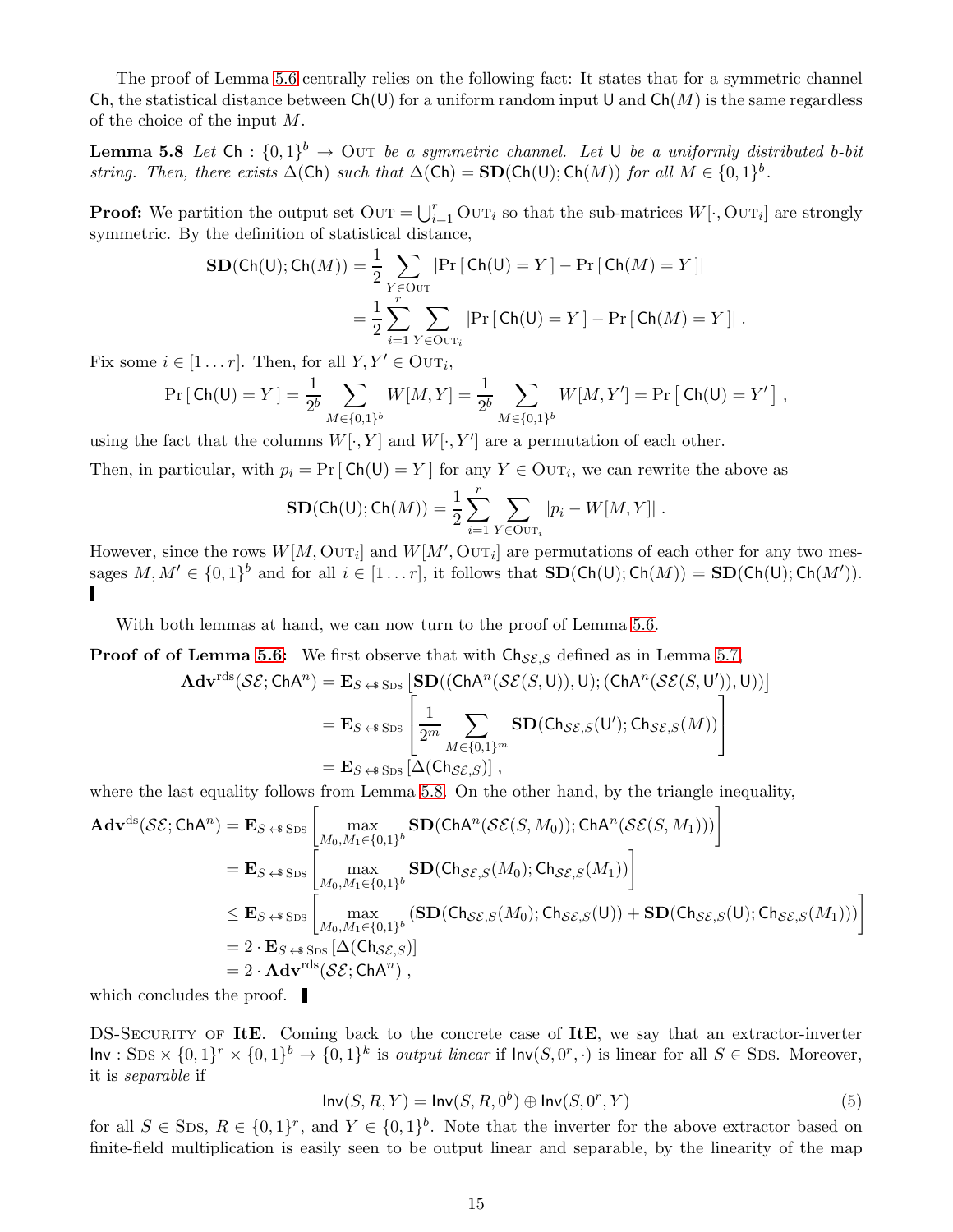The proof of Lemma 5.6 centrally relies on the following fact: It states that for a symmetric channel $\mathsf{Ch}$, the statistical distance between $\mathsf{Ch}(\mathsf{U})$ for a uniform random input $\mathsf{U}$ and $\mathsf{Ch}(M)$ is the same regardless of the choice of the input $M$.

**Lemma 5.8** *Let* $\mathsf{Ch} : \{0,1\}^b \to \mathrm{Out}$ *be a symmetric channel. Let* $\mathsf{U}$ *be a uniformly distributed* $b$*-bit string. Then, there exists* $\Delta(\mathsf{Ch})$ *such that* $\Delta(\mathsf{Ch}) = \mathbf{SD}(\mathsf{Ch}(\mathsf{U}); \mathsf{Ch}(M))$ *for all* $M \in \{0,1\}^b$.

**Proof:** We partition the output set $\mathrm{Out} = \bigcup_{i=1}^r \mathrm{Out}_i$ so that the sub-matrices $W[\cdot, \mathrm{Out}_i]$ are strongly symmetric. By the definition of statistical distance,

$$\begin{aligned}
\mathbf{SD}(\mathsf{Ch}(\mathsf{U}); \mathsf{Ch}(M)) &= \frac{1}{2} \sum_{Y \in \mathrm{Out}} |\Pr[\mathsf{Ch}(\mathsf{U}) = Y] - \Pr[\mathsf{Ch}(M) = Y]| \\
&= \frac{1}{2} \sum_{i=1}^{r} \sum_{Y \in \mathrm{Out}_i} |\Pr[\mathsf{Ch}(\mathsf{U}) = Y] - \Pr[\mathsf{Ch}(M) = Y]| .
\end{aligned}$$

Fix some $i \in [1 \ldots r]$. Then, for all $Y, Y' \in \mathrm{Out}_i$,

$$\Pr[\mathsf{Ch}(\mathsf{U}) = Y] = \frac{1}{2^b} \sum_{M \in \{0,1\}^b} W[M, Y] = \frac{1}{2^b} \sum_{M \in \{0,1\}^b} W[M, Y'] = \Pr[\mathsf{Ch}(\mathsf{U}) = Y'] ,$$

using the fact that the columns $W[\cdot, Y]$ and $W[\cdot, Y']$ are a permutation of each other.

Then, in particular, with $p_i = \Pr[\mathsf{Ch}(\mathsf{U}) = Y]$ for any $Y \in \mathrm{Out}_i$, we can rewrite the above as

$$\mathbf{SD}(\mathsf{Ch}(\mathsf{U}); \mathsf{Ch}(M)) = \frac{1}{2} \sum_{i=1}^{r} \sum_{Y \in \mathrm{Out}_i} |p_i - W[M, Y]| .$$

However, since the rows $W[M, \mathrm{Out}_i]$ and $W[M', \mathrm{Out}_i]$ are permutations of each other for any two messages $M, M' \in \{0,1\}^b$ and for all $i \in [1 \ldots r]$, it follows that $\mathbf{SD}(\mathsf{Ch}(\mathsf{U}); \mathsf{Ch}(M)) = \mathbf{SD}(\mathsf{Ch}(\mathsf{U}); \mathsf{Ch}(M'))$. ▮

With both lemmas at hand, we can now turn to the proof of Lemma 5.6.

**Proof of of Lemma 5.6:** We first observe that with $\mathsf{Ch}_{\mathcal{SE},S}$ defined as in Lemma 5.7,

$$\begin{aligned}
\mathbf{Adv}^{\mathrm{rds}}(\mathcal{SE}; \mathsf{ChA}^n) &= \mathbf{E}_{S \leftarrow\$ \mathrm{Sds}} \left[ \mathbf{SD}((\mathsf{ChA}^n(\mathcal{SE}(S, \mathsf{U})), \mathsf{U}); (\mathsf{ChA}^n(\mathcal{SE}(S, \mathsf{U}')), \mathsf{U})) \right] \\
&= \mathbf{E}_{S \leftarrow\$ \mathrm{Sds}} \left[ \frac{1}{2^m} \sum_{M \in \{0,1\}^m} \mathbf{SD}(\mathsf{Ch}_{\mathcal{SE},S}(\mathsf{U}'); \mathsf{Ch}_{\mathcal{SE},S}(M)) \right] \\
&= \mathbf{E}_{S \leftarrow\$ \mathrm{Sds}} \left[ \Delta(\mathsf{Ch}_{\mathcal{SE},S}) \right] ,
\end{aligned}$$

where the last equality follows from Lemma 5.8. On the other hand, by the triangle inequality,

$$\begin{aligned}
\mathbf{Adv}^{\mathrm{ds}}(\mathcal{SE}; \mathsf{ChA}^n) &= \mathbf{E}_{S \leftarrow\$ \mathrm{Sds}} \left[ \max_{M_0, M_1 \in \{0,1\}^b} \mathbf{SD}(\mathsf{ChA}^n(\mathcal{SE}(S, M_0)); \mathsf{ChA}^n(\mathcal{SE}(S, M_1))) \right] \\
&= \mathbf{E}_{S \leftarrow\$ \mathrm{Sds}} \left[ \max_{M_0, M_1 \in \{0,1\}^b} \mathbf{SD}(\mathsf{Ch}_{\mathcal{SE},S}(M_0); \mathsf{Ch}_{\mathcal{SE},S}(M_1)) \right] \\
&\leq \mathbf{E}_{S \leftarrow\$ \mathrm{Sds}} \left[ \max_{M_0, M_1 \in \{0,1\}^b} (\mathbf{SD}(\mathsf{Ch}_{\mathcal{SE},S}(M_0); \mathsf{Ch}_{\mathcal{SE},S}(\mathsf{U})) + \mathbf{SD}(\mathsf{Ch}_{\mathcal{SE},S}(\mathsf{U}); \mathsf{Ch}_{\mathcal{SE},S}(M_1))) \right] \\
&= 2 \cdot \mathbf{E}_{S \leftarrow\$ \mathrm{Sds}} \left[ \Delta(\mathsf{Ch}_{\mathcal{SE},S}) \right] \\
&= 2 \cdot \mathbf{Adv}^{\mathrm{rds}}(\mathcal{SE}; \mathsf{ChA}^n) ,
\end{aligned}$$

which concludes the proof. ▮

DS-Security of **ItE**. Coming back to the concrete case of **ItE**, we say that an extractor-inverter $\mathsf{Inv} : \mathrm{Sds} \times \{0,1\}^r \times \{0,1\}^b \to \{0,1\}^k$ is *output linear* if $\mathsf{Inv}(S, 0^r, \cdot)$ is linear for all $S \in \mathrm{Sds}$. Moreover, it is *separable* if

$$\mathsf{Inv}(S, R, Y) = \mathsf{Inv}(S, R, 0^b) \oplus \mathsf{Inv}(S, 0^r, Y) \tag{5}$$

for all $S \in \mathrm{Sds}$, $R \in \{0,1\}^r$, and $Y \in \{0,1\}^b$. Note that the inverter for the above extractor based on finite-field multiplication is easily seen to be output linear and separable, by the linearity of the map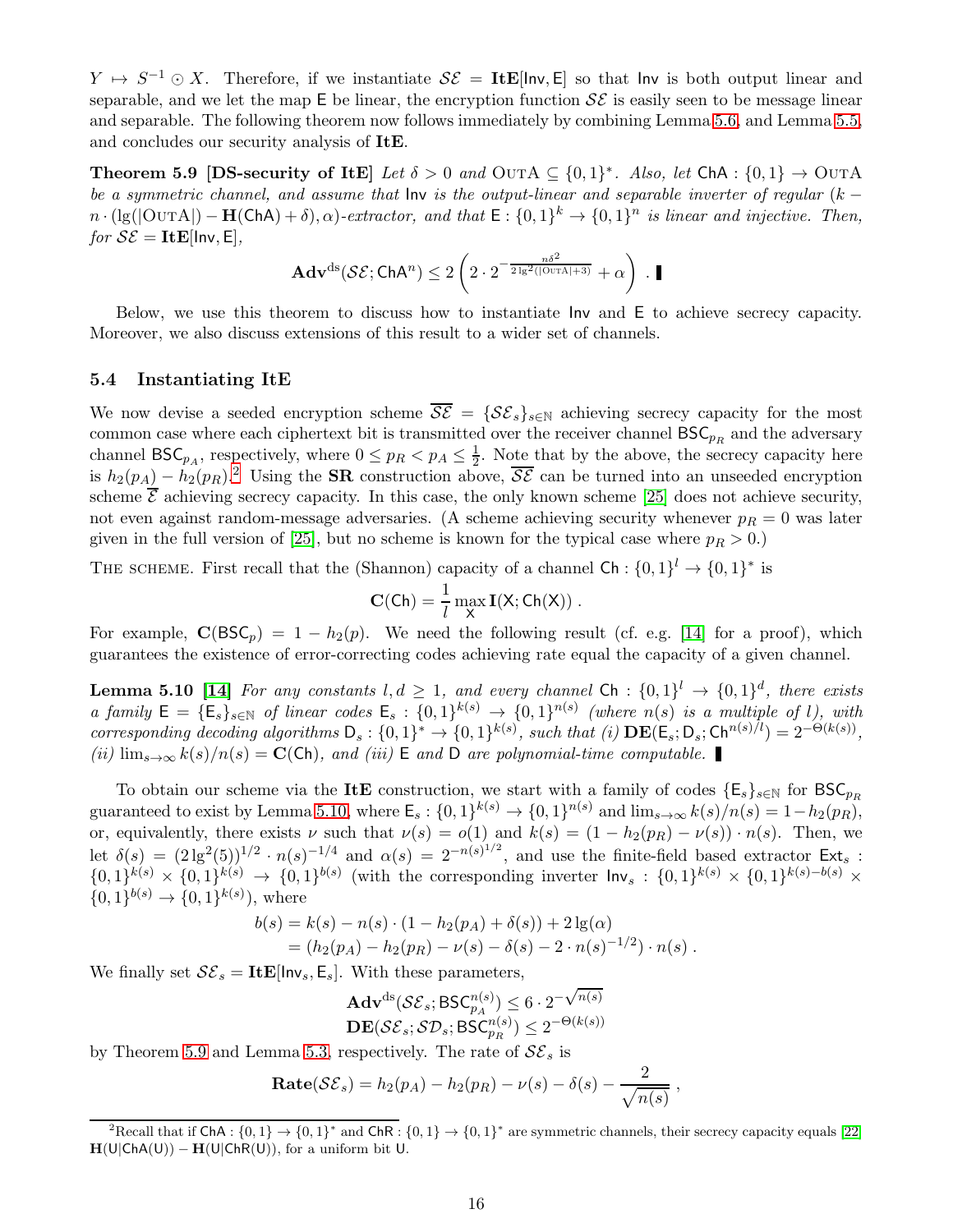$Y \mapsto S^{-1} \odot X$. Therefore, if we instantiate $\mathcal{SE} = \mathbf{ItE}[\mathsf{Inv}, \mathsf{E}]$ so that $\mathsf{Inv}$ is both output linear and separable, and we let the map $\mathsf{E}$ be linear, the encryption function $\mathcal{SE}$ is easily seen to be message linear and separable. The following theorem now follows immediately by combining Lemma 5.6, and Lemma 5.5, and concludes our security analysis of **ItE**.

**Theorem 5.9 [DS-security of ItE]** *Let $\delta > 0$ and $\text{OutA} \subseteq \{0,1\}^*$. Also, let $\mathsf{ChA} : \{0,1\} \to \text{OutA}$ be a symmetric channel, and assume that $\mathsf{Inv}$ is the output-linear and separable inverter of regular $(k - n \cdot (\lg(|\text{OutA}|) - \mathbf{H}(\mathsf{ChA}) + \delta), \alpha)$-extractor, and that $\mathsf{E} : \{0,1\}^k \to \{0,1\}^n$ is linear and injective. Then, for $\mathcal{SE} = \mathbf{ItE}[\mathsf{Inv}, \mathsf{E}]$,*

$$\mathbf{Adv}^{\mathrm{ds}}(\mathcal{SE}; \mathsf{ChA}^n) \leq 2\left(2 \cdot 2^{-\frac{n\delta^2}{2\lg^2(|\text{OutA}|+3)}} + \alpha\right) . \blacksquare$$

Below, we use this theorem to discuss how to instantiate $\mathsf{Inv}$ and $\mathsf{E}$ to achieve secrecy capacity. Moreover, we also discuss extensions of this result to a wider set of channels.

## 5.4 Instantiating ItE

We now devise a seeded encryption scheme $\overline{\mathcal{SE}} = \{\mathcal{SE}_s\}_{s \in \mathbb{N}}$ achieving secrecy capacity for the most common case where each ciphertext bit is transmitted over the receiver channel $\mathsf{BSC}_{p_R}$ and the adversary channel $\mathsf{BSC}_{p_A}$, respectively, where $0 \leq p_R < p_A \leq \frac{1}{2}$. Note that by the above, the secrecy capacity here is $h_2(p_A) - h_2(p_R)$.[2] Using the **SR** construction above, $\overline{\mathcal{SE}}$ can be turned into an unseeded encryption scheme $\overline{\mathcal{E}}$ achieving secrecy capacity. In this case, the only known scheme [25] does not achieve security, not even against random-message adversaries. (A scheme achieving security whenever $p_R = 0$ was later given in the full version of [25], but no scheme is known for the typical case where $p_R > 0$.)

The scheme. First recall that the (Shannon) capacity of a channel $\mathsf{Ch} : \{0,1\}^l \to \{0,1\}^*$ is

$$\mathbf{C}(\mathsf{Ch}) = \frac{1}{l} \max_{\mathsf{X}} \mathbf{I}(\mathsf{X}; \mathsf{Ch}(\mathsf{X})) .$$

For example, $\mathbf{C}(\mathsf{BSC}_p) = 1 - h_2(p)$. We need the following result (cf. e.g. [14] for a proof), which guarantees the existence of error-correcting codes achieving rate equal the capacity of a given channel.

**Lemma 5.10 [14]** *For any constants $l, d \geq 1$, and every channel $\mathsf{Ch} : \{0,1\}^l \to \{0,1\}^d$, there exists a family $\mathsf{E} = \{\mathsf{E}_s\}_{s \in \mathbb{N}}$ of linear codes $\mathsf{E}_s : \{0,1\}^{k(s)} \to \{0,1\}^{n(s)}$ (where $n(s)$ is a multiple of $l$), with corresponding decoding algorithms $\mathsf{D}_s : \{0,1\}^* \to \{0,1\}^{k(s)}$, such that (i) $\mathbf{DE}(\mathsf{E}_s; \mathsf{D}_s; \mathsf{Ch}^{n(s)/l}) = 2^{-\Theta(k(s))}$, (ii) $\lim_{s \to \infty} k(s)/n(s) = \mathbf{C}(\mathsf{Ch})$, and (iii) $\mathsf{E}$ and $\mathsf{D}$ are polynomial-time computable.* $\blacksquare$

To obtain our scheme via the **ItE** construction, we start with a family of codes $\{\mathsf{E}_s\}_{s \in \mathbb{N}}$ for $\mathsf{BSC}_{p_R}$ guaranteed to exist by Lemma 5.10, where $\mathsf{E}_s : \{0,1\}^{k(s)} \to \{0,1\}^{n(s)}$ and $\lim_{s \to \infty} k(s)/n(s) = 1 - h_2(p_R)$, or, equivalently, there exists $\nu$ such that $\nu(s) = o(1)$ and $k(s) = (1 - h_2(p_R) - \nu(s)) \cdot n(s)$. Then, we let $\delta(s) = (2\lg^2(5))^{1/2} \cdot n(s)^{-1/4}$ and $\alpha(s) = 2^{-n(s)^{1/2}}$, and use the finite-field based extractor $\mathsf{Ext}_s : \{0,1\}^{k(s)} \times \{0,1\}^{k(s)} \to \{0,1\}^{b(s)}$ (with the corresponding inverter $\mathsf{Inv}_s : \{0,1\}^{k(s)} \times \{0,1\}^{k(s)-b(s)} \times \{0,1\}^{b(s)} \to \{0,1\}^{k(s)}$), where

$$\begin{aligned} b(s) &= k(s) - n(s) \cdot (1 - h_2(p_A) + \delta(s)) + 2\lg(\alpha) \\ &= (h_2(p_A) - h_2(p_R) - \nu(s) - \delta(s) - 2 \cdot n(s)^{-1/2}) \cdot n(s) . \end{aligned}$$

We finally set $\mathcal{SE}_s = \mathbf{ItE}[\mathsf{Inv}_s, \mathsf{E}_s]$. With these parameters,

$$\begin{aligned} \mathbf{Adv}^{\mathrm{ds}}(\mathcal{SE}_s; \mathsf{BSC}_{p_A}^{n(s)}) &\leq 6 \cdot 2^{-\sqrt{n(s)}} \\ \mathbf{DE}(\mathcal{SE}_s; \mathcal{SD}_s; \mathsf{BSC}_{p_R}^{n(s)}) &\leq 2^{-\Theta(k(s))} \end{aligned}$$

by Theorem 5.9 and Lemma 5.3, respectively. The rate of $\mathcal{SE}_s$ is

$$\mathbf{Rate}(\mathcal{SE}_s) = h_2(p_A) - h_2(p_R) - \nu(s) - \delta(s) - \frac{2}{\sqrt{n(s)}} ,$$

[2] Recall that if $\mathsf{ChA} : \{0,1\} \to \{0,1\}^*$ and $\mathsf{ChR} : \{0,1\} \to \{0,1\}^*$ are symmetric channels, their secrecy capacity equals [22] $\mathbf{H}(\mathsf{U}|\mathsf{ChA}(\mathsf{U})) - \mathbf{H}(\mathsf{U}|\mathsf{ChR}(\mathsf{U}))$, for a uniform bit $\mathsf{U}$.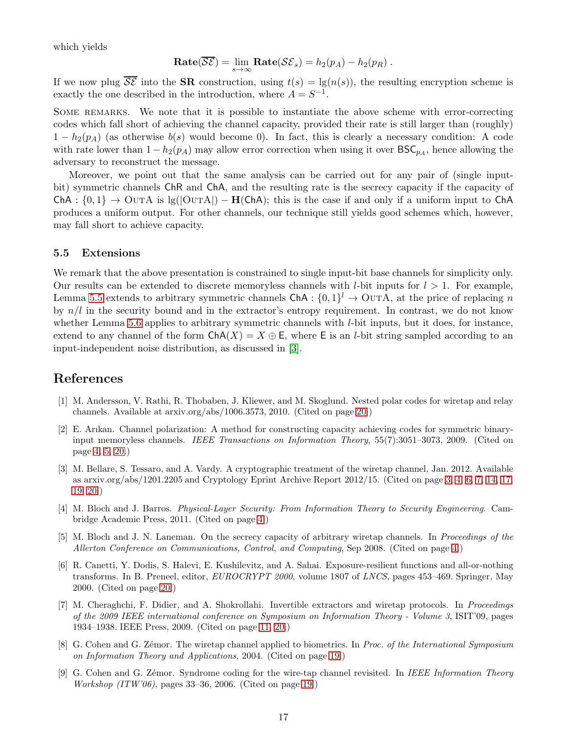which yields

$$\mathbf{Rate}(\overline{\mathcal{SE}}) = \lim_{s\to\infty} \mathbf{Rate}(\mathcal{SE}_s) = h_2(p_A) - h_2(p_R)\;.$$

If we now plug $\overline{\mathcal{SE}}$ into the **SR** construction, using $t(s) = \lg(n(s))$, the resulting encryption scheme is exactly the one described in the introduction, where $A = S^{-1}$.

Some remarks. We note that it is possible to instantiate the above scheme with error-correcting codes which fall short of achieving the channel capacity, provided their rate is still larger than (roughly) $1 - h_2(p_A)$ (as otherwise $b(s)$ would become 0). In fact, this is clearly a necessary condition: A code with rate lower than $1 - h_2(p_A)$ may allow error correction when using it over $\mathsf{BSC}_{p_A}$, hence allowing the adversary to reconstruct the message.

Moreover, we point out that the same analysis can be carried out for any pair of (single input-bit) symmetric channels $\mathsf{ChR}$ and $\mathsf{ChA}$, and the resulting rate is the secrecy capacity if the capacity of $\mathsf{ChA} : \{0,1\} \to \textsc{OutA}$ is $\lg(|\textsc{OutA}|) - \mathbf{H}(\mathsf{ChA})$; this is the case if and only if a uniform input to $\mathsf{ChA}$ produces a uniform output. For other channels, our technique still yields good schemes which, however, may fall short to achieve capacity.

### 5.5 Extensions

We remark that the above presentation is constrained to single input-bit base channels for simplicity only. Our results can be extended to discrete memoryless channels with $l$-bit inputs for $l > 1$. For example, Lemma 5.5 extends to arbitrary symmetric channels $\mathsf{ChA} : \{0,1\}^l \to \textsc{OutA}$, at the price of replacing $n$ by $n/l$ in the security bound and in the extractor's entropy requirement. In contrast, we do not know whether Lemma 5.6 applies to arbitrary symmetric channels with $l$-bit inputs, but it does, for instance, extend to any channel of the form $\mathsf{ChA}(X) = X \oplus \mathsf{E}$, where $\mathsf{E}$ is an $l$-bit string sampled according to an input-independent noise distribution, as discussed in [3].

## References

[1] M. Andersson, V. Rathi, R. Thobaben, J. Kliewer, and M. Skoglund. Nested polar codes for wiretap and relay channels. Available at arxiv.org/abs/1006.3573, 2010. (Cited on page 20.)

[2] E. Arıkan. Channel polarization: A method for constructing capacity achieving codes for symmetric binary-input memoryless channels. *IEEE Transactions on Information Theory*, 55(7):3051–3073, 2009. (Cited on page 4, 5, 20.)

[3] M. Bellare, S. Tessaro, and A. Vardy. A cryptographic treatment of the wiretap channel, Jan. 2012. Available as arxiv.org/abs/1201.2205 and Cryptology Eprint Archive Report 2012/15. (Cited on page 3, 4, 6, 7, 14, 17, 19, 20.)

[4] M. Bloch and J. Barros. *Physical-Layer Security: From Information Theory to Security Engineering*. Cambridge Academic Press, 2011. (Cited on page 4.)

[5] M. Bloch and J. N. Laneman. On the secrecy capacity of arbitrary wiretap channels. In *Proceedings of the Allerton Conference on Communications, Control, and Computing*, Sep 2008. (Cited on page 4.)

[6] R. Canetti, Y. Dodis, S. Halevi, E. Kushilevitz, and A. Sahai. Exposure-resilient functions and all-or-nothing transforms. In B. Preneel, editor, *EUROCRYPT 2000*, volume 1807 of *LNCS*, pages 453–469. Springer, May 2000. (Cited on page 20.)

[7] M. Cheraghchi, F. Didier, and A. Shokrollahi. Invertible extractors and wiretap protocols. In *Proceedings of the 2009 IEEE international conference on Symposium on Information Theory - Volume 3*, ISIT'09, pages 1934–1938. IEEE Press, 2009. (Cited on page 11, 20.)

[8] G. Cohen and G. Zémor. The wiretap channel applied to biometrics. In *Proc. of the International Symposium on Information Theory and Applications*, 2004. (Cited on page 19.)

[9] G. Cohen and G. Zémor. Syndrome coding for the wire-tap channel revisited. In *IEEE Information Theory Workshop (ITW'06)*, pages 33–36, 2006. (Cited on page 19.)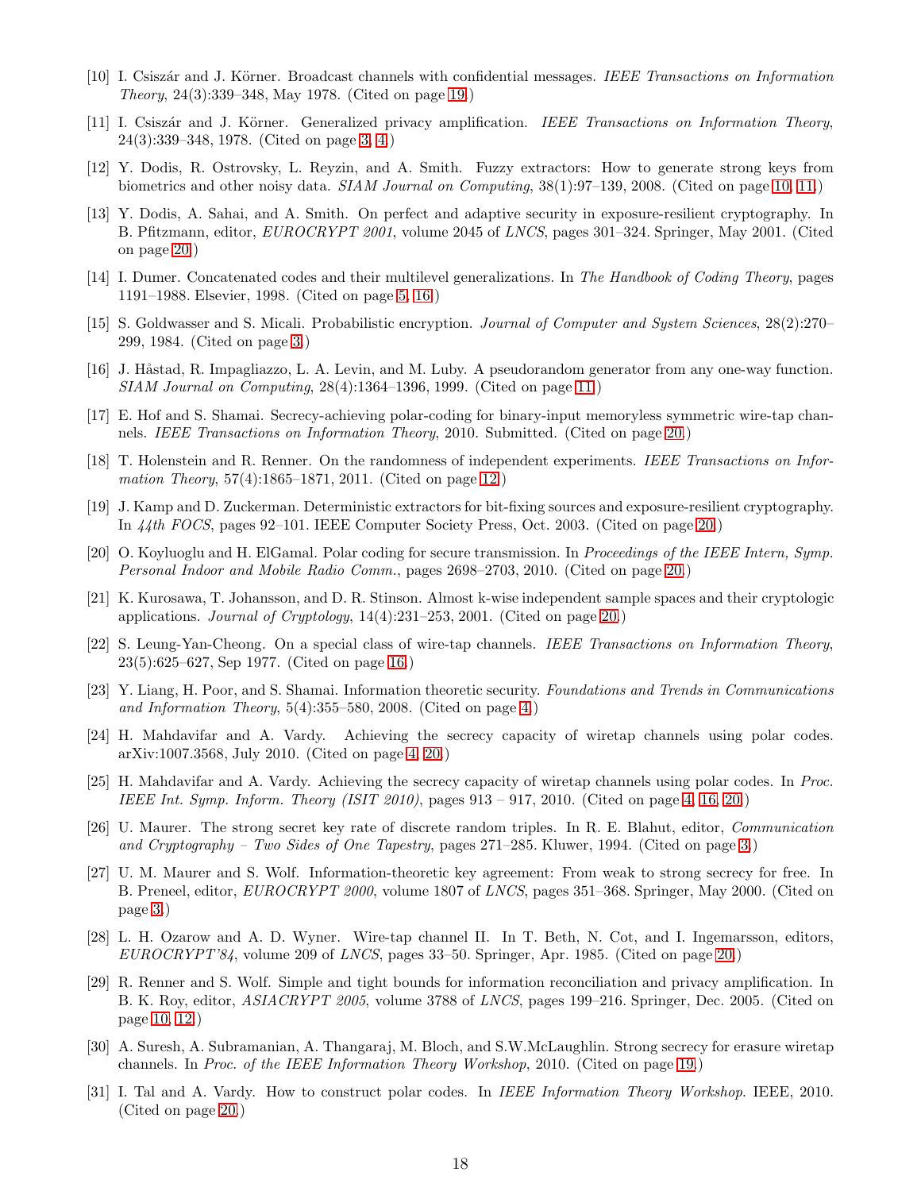[10] I. Csiszár and J. Körner. Broadcast channels with confidential messages. *IEEE Transactions on Information Theory*, 24(3):339–348, May 1978. (Cited on page 19.)

[11] I. Csiszár and J. Körner. Generalized privacy amplification. *IEEE Transactions on Information Theory*, 24(3):339–348, 1978. (Cited on page 3, 4.)

[12] Y. Dodis, R. Ostrovsky, L. Reyzin, and A. Smith. Fuzzy extractors: How to generate strong keys from biometrics and other noisy data. *SIAM Journal on Computing*, 38(1):97–139, 2008. (Cited on page 10, 11.)

[13] Y. Dodis, A. Sahai, and A. Smith. On perfect and adaptive security in exposure-resilient cryptography. In B. Pfitzmann, editor, *EUROCRYPT 2001*, volume 2045 of *LNCS*, pages 301–324. Springer, May 2001. (Cited on page 20.)

[14] I. Dumer. Concatenated codes and their multilevel generalizations. In *The Handbook of Coding Theory*, pages 1191–1988. Elsevier, 1998. (Cited on page 5, 16.)

[15] S. Goldwasser and S. Micali. Probabilistic encryption. *Journal of Computer and System Sciences*, 28(2):270–299, 1984. (Cited on page 3.)

[16] J. Håstad, R. Impagliazzo, L. A. Levin, and M. Luby. A pseudorandom generator from any one-way function. *SIAM Journal on Computing*, 28(4):1364–1396, 1999. (Cited on page 11.)

[17] E. Hof and S. Shamai. Secrecy-achieving polar-coding for binary-input memoryless symmetric wire-tap channels. *IEEE Transactions on Information Theory*, 2010. Submitted. (Cited on page 20.)

[18] T. Holenstein and R. Renner. On the randomness of independent experiments. *IEEE Transactions on Information Theory*, 57(4):1865–1871, 2011. (Cited on page 12.)

[19] J. Kamp and D. Zuckerman. Deterministic extractors for bit-fixing sources and exposure-resilient cryptography. In *44th FOCS*, pages 92–101. IEEE Computer Society Press, Oct. 2003. (Cited on page 20.)

[20] O. Koyluoglu and H. ElGamal. Polar coding for secure transmission. In *Proceedings of the IEEE Intern, Symp. Personal Indoor and Mobile Radio Comm.*, pages 2698–2703, 2010. (Cited on page 20.)

[21] K. Kurosawa, T. Johansson, and D. R. Stinson. Almost k-wise independent sample spaces and their cryptologic applications. *Journal of Cryptology*, 14(4):231–253, 2001. (Cited on page 20.)

[22] S. Leung-Yan-Cheong. On a special class of wire-tap channels. *IEEE Transactions on Information Theory*, 23(5):625–627, Sep 1977. (Cited on page 16.)

[23] Y. Liang, H. Poor, and S. Shamai. Information theoretic security. *Foundations and Trends in Communications and Information Theory*, 5(4):355–580, 2008. (Cited on page 4.)

[24] H. Mahdavifar and A. Vardy. Achieving the secrecy capacity of wiretap channels using polar codes. arXiv:1007.3568, July 2010. (Cited on page 4, 20.)

[25] H. Mahdavifar and A. Vardy. Achieving the secrecy capacity of wiretap channels using polar codes. In *Proc. IEEE Int. Symp. Inform. Theory (ISIT 2010)*, pages 913 – 917, 2010. (Cited on page 4, 16, 20.)

[26] U. Maurer. The strong secret key rate of discrete random triples. In R. E. Blahut, editor, *Communication and Cryptography – Two Sides of One Tapestry*, pages 271–285. Kluwer, 1994. (Cited on page 3.)

[27] U. M. Maurer and S. Wolf. Information-theoretic key agreement: From weak to strong secrecy for free. In B. Preneel, editor, *EUROCRYPT 2000*, volume 1807 of *LNCS*, pages 351–368. Springer, May 2000. (Cited on page 3.)

[28] L. H. Ozarow and A. D. Wyner. Wire-tap channel II. In T. Beth, N. Cot, and I. Ingemarsson, editors, *EUROCRYPT'84*, volume 209 of *LNCS*, pages 33–50. Springer, Apr. 1985. (Cited on page 20.)

[29] R. Renner and S. Wolf. Simple and tight bounds for information reconciliation and privacy amplification. In B. K. Roy, editor, *ASIACRYPT 2005*, volume 3788 of *LNCS*, pages 199–216. Springer, Dec. 2005. (Cited on page 10, 12.)

[30] A. Suresh, A. Subramanian, A. Thangaraj, M. Bloch, and S.W.McLaughlin. Strong secrecy for erasure wiretap channels. In *Proc. of the IEEE Information Theory Workshop*, 2010. (Cited on page 19.)

[31] I. Tal and A. Vardy. How to construct polar codes. In *IEEE Information Theory Workshop*. IEEE, 2010. (Cited on page 20.)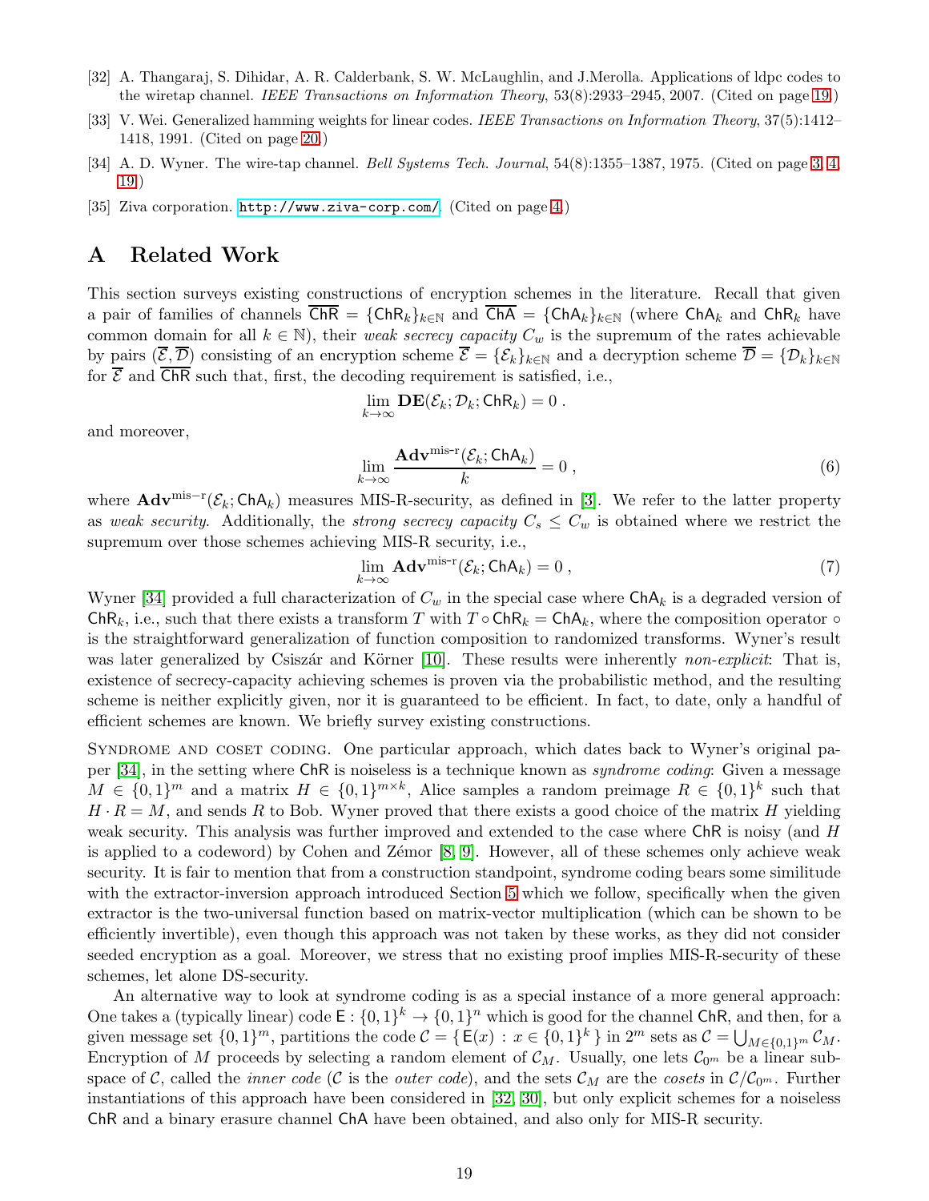[32] A. Thangaraj, S. Dihidar, A. R. Calderbank, S. W. McLaughlin, and J.Merolla. Applications of ldpc codes to the wiretap channel. *IEEE Transactions on Information Theory*, 53(8):2933–2945, 2007. (Cited on page 19.)

[33] V. Wei. Generalized hamming weights for linear codes. *IEEE Transactions on Information Theory*, 37(5):1412–1418, 1991. (Cited on page 20.)

[34] A. D. Wyner. The wire-tap channel. *Bell Systems Tech. Journal*, 54(8):1355–1387, 1975. (Cited on page 3, 4, 19.)

[35] Ziva corporation. http://www.ziva-corp.com/. (Cited on page 4.)

# A Related Work

This section surveys existing constructions of encryption schemes in the literature. Recall that given a pair of families of channels $\overline{\mathsf{ChR}} = \{\mathsf{ChR}_k\}_{k\in\mathbb{N}}$ and $\overline{\mathsf{ChA}} = \{\mathsf{ChA}_k\}_{k\in\mathbb{N}}$ (where $\mathsf{ChA}_k$ and $\mathsf{ChR}_k$ have common domain for all $k \in \mathbb{N}$), their *weak secrecy capacity* $C_w$ is the supremum of the rates achievable by pairs $(\overline{\mathcal{E}}, \overline{\mathcal{D}})$ consisting of an encryption scheme $\overline{\mathcal{E}} = \{\mathcal{E}_k\}_{k\in\mathbb{N}}$ and a decryption scheme $\overline{\mathcal{D}} = \{\mathcal{D}_k\}_{k\in\mathbb{N}}$ for $\overline{\mathcal{E}}$ and $\overline{\mathsf{ChR}}$ such that, first, the decoding requirement is satisfied, i.e.,

$$\lim_{k\to\infty} \mathbf{DE}(\mathcal{E}_k; \mathcal{D}_k; \mathsf{ChR}_k) = 0 \; .$$

and moreover,

$$\lim_{k\to\infty} \frac{\mathbf{Adv}^{\text{mis-r}}(\mathcal{E}_k; \mathsf{ChA}_k)}{k} = 0 \; , \tag{6}$$

where $\mathbf{Adv}^{\text{mis-r}}(\mathcal{E}_k; \mathsf{ChA}_k)$ measures MIS-R-security, as defined in [3]. We refer to the latter property as *weak security*. Additionally, the *strong secrecy capacity* $C_s \leq C_w$ is obtained where we restrict the supremum over those schemes achieving MIS-R security, i.e.,

$$\lim_{k\to\infty} \mathbf{Adv}^{\text{mis-r}}(\mathcal{E}_k; \mathsf{ChA}_k) = 0 \; , \tag{7}$$

Wyner [34] provided a full characterization of $C_w$ in the special case where $\mathsf{ChA}_k$ is a degraded version of $\mathsf{ChR}_k$, i.e., such that there exists a transform $T$ with $T \circ \mathsf{ChR}_k = \mathsf{ChA}_k$, where the composition operator $\circ$ is the straightforward generalization of function composition to randomized transforms. Wyner's result was later generalized by Csiszár and Körner [10]. These results were inherently *non-explicit*: That is, existence of secrecy-capacity achieving schemes is proven via the probabilistic method, and the resulting scheme is neither explicitly given, nor it is guaranteed to be efficient. In fact, to date, only a handful of efficient schemes are known. We briefly survey existing constructions.

Syndrome and coset coding. One particular approach, which dates back to Wyner's original paper [34], in the setting where $\mathsf{ChR}$ is noiseless is a technique known as *syndrome coding*: Given a message $M \in \{0,1\}^m$ and a matrix $H \in \{0,1\}^{m\times k}$, Alice samples a random preimage $R \in \{0,1\}^k$ such that $H \cdot R = M$, and sends $R$ to Bob. Wyner proved that there exists a good choice of the matrix $H$ yielding weak security. This analysis was further improved and extended to the case where $\mathsf{ChR}$ is noisy (and $H$ is applied to a codeword) by Cohen and Zémor [8, 9]. However, all of these schemes only achieve weak security. It is fair to mention that from a construction standpoint, syndrome coding bears some similitude with the extractor-inversion approach introduced Section 5 which we follow, specifically when the given extractor is the two-universal function based on matrix-vector multiplication (which can be shown to be efficiently invertible), even though this approach was not taken by these works, as they did not consider seeded encryption as a goal. Moreover, we stress that no existing proof implies MIS-R-security of these schemes, let alone DS-security.

An alternative way to look at syndrome coding is as a special instance of a more general approach: One takes a (typically linear) code $\mathsf{E} : \{0,1\}^k \to \{0,1\}^n$ which is good for the channel $\mathsf{ChR}$, and then, for a given message set $\{0,1\}^m$, partitions the code $\mathcal{C} = \{\, \mathsf{E}(x) : x \in \{0,1\}^k \,\}$ in $2^m$ sets as $\mathcal{C} = \bigcup_{M\in\{0,1\}^m} \mathcal{C}_M$. Encryption of $M$ proceeds by selecting a random element of $\mathcal{C}_M$. Usually, one lets $\mathcal{C}_{0^m}$ be a linear subspace of $\mathcal{C}$, called the *inner code* ($\mathcal{C}$ is the *outer code*), and the sets $\mathcal{C}_M$ are the *cosets* in $\mathcal{C}/\mathcal{C}_{0^m}$. Further instantiations of this approach have been considered in [32, 30], but only explicit schemes for a noiseless $\mathsf{ChR}$ and a binary erasure channel $\mathsf{ChA}$ have been obtained, and also only for MIS-R security.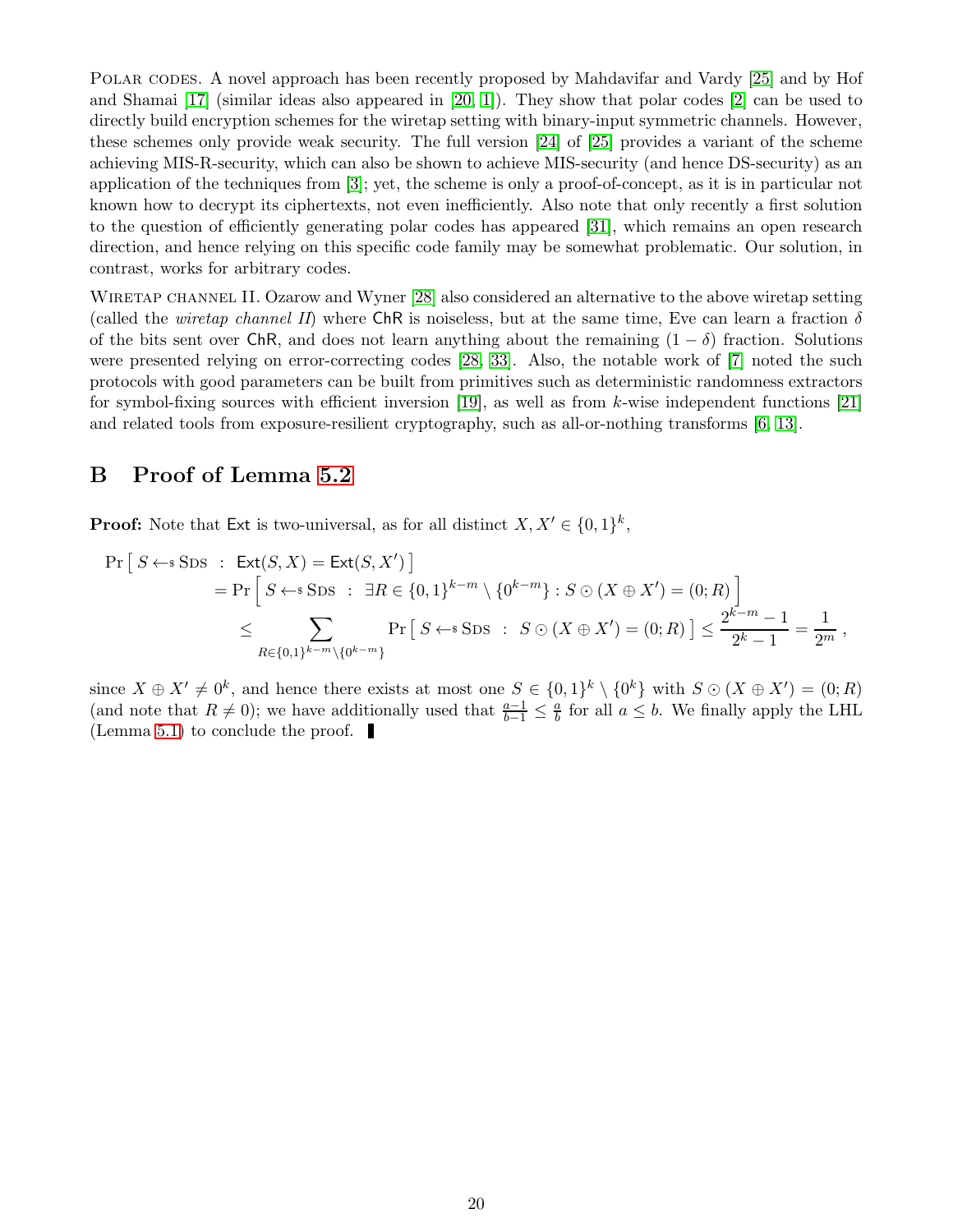POLAR CODES. A novel approach has been recently proposed by Mahdavifar and Vardy [25] and by Hof and Shamai [17] (similar ideas also appeared in [20, 1]). They show that polar codes [2] can be used to directly build encryption schemes for the wiretap setting with binary-input symmetric channels. However, these schemes only provide weak security. The full version [24] of [25] provides a variant of the scheme achieving MIS-R-security, which can also be shown to achieve MIS-security (and hence DS-security) as an application of the techniques from [3]; yet, the scheme is only a proof-of-concept, as it is in particular not known how to decrypt its ciphertexts, not even inefficiently. Also note that only recently a first solution to the question of efficiently generating polar codes has appeared [31], which remains an open research direction, and hence relying on this specific code family may be somewhat problematic. Our solution, in contrast, works for arbitrary codes.

WIRETAP CHANNEL II. Ozarow and Wyner [28] also considered an alternative to the above wiretap setting (called the *wiretap channel II*) where ChR is noiseless, but at the same time, Eve can learn a fraction $\delta$ of the bits sent over ChR, and does not learn anything about the remaining $(1-\delta)$ fraction. Solutions were presented relying on error-correcting codes [28, 33]. Also, the notable work of [7] noted the such protocols with good parameters can be built from primitives such as deterministic randomness extractors for symbol-fixing sources with efficient inversion [19], as well as from $k$-wise independent functions [21] and related tools from exposure-resilient cryptography, such as all-or-nothing transforms [6, 13].

# B Proof of Lemma 5.2

**Proof:** Note that $\mathsf{Ext}$ is two-universal, as for all distinct $X, X' \in \{0,1\}^k$,

$$\begin{aligned}
\Pr\left[\, S \leftarrow_{\$} \mathrm{SDS} \;:\; \mathsf{Ext}(S,X) = \mathsf{Ext}(S,X') \,\right] \\
&= \Pr\left[\, S \leftarrow_{\$} \mathrm{SDS} \;:\; \exists R \in \{0,1\}^{k-m} \setminus \{0^{k-m}\} : S \odot (X \oplus X') = (0;R) \,\right] \\
&\leq \sum_{R \in \{0,1\}^{k-m} \setminus \{0^{k-m}\}} \Pr\left[\, S \leftarrow_{\$} \mathrm{SDS} \;:\; S \odot (X \oplus X') = (0;R) \,\right] \leq \frac{2^{k-m}-1}{2^k - 1} = \frac{1}{2^m}\,,
\end{aligned}$$

since $X \oplus X' \neq 0^k$, and hence there exists at most one $S \in \{0,1\}^k \setminus \{0^k\}$ with $S \odot (X \oplus X') = (0;R)$ (and note that $R \neq 0$); we have additionally used that $\frac{a-1}{b-1} \leq \frac{a}{b}$ for all $a \leq b$. We finally apply the LHL (Lemma 5.1) to conclude the proof. ∎